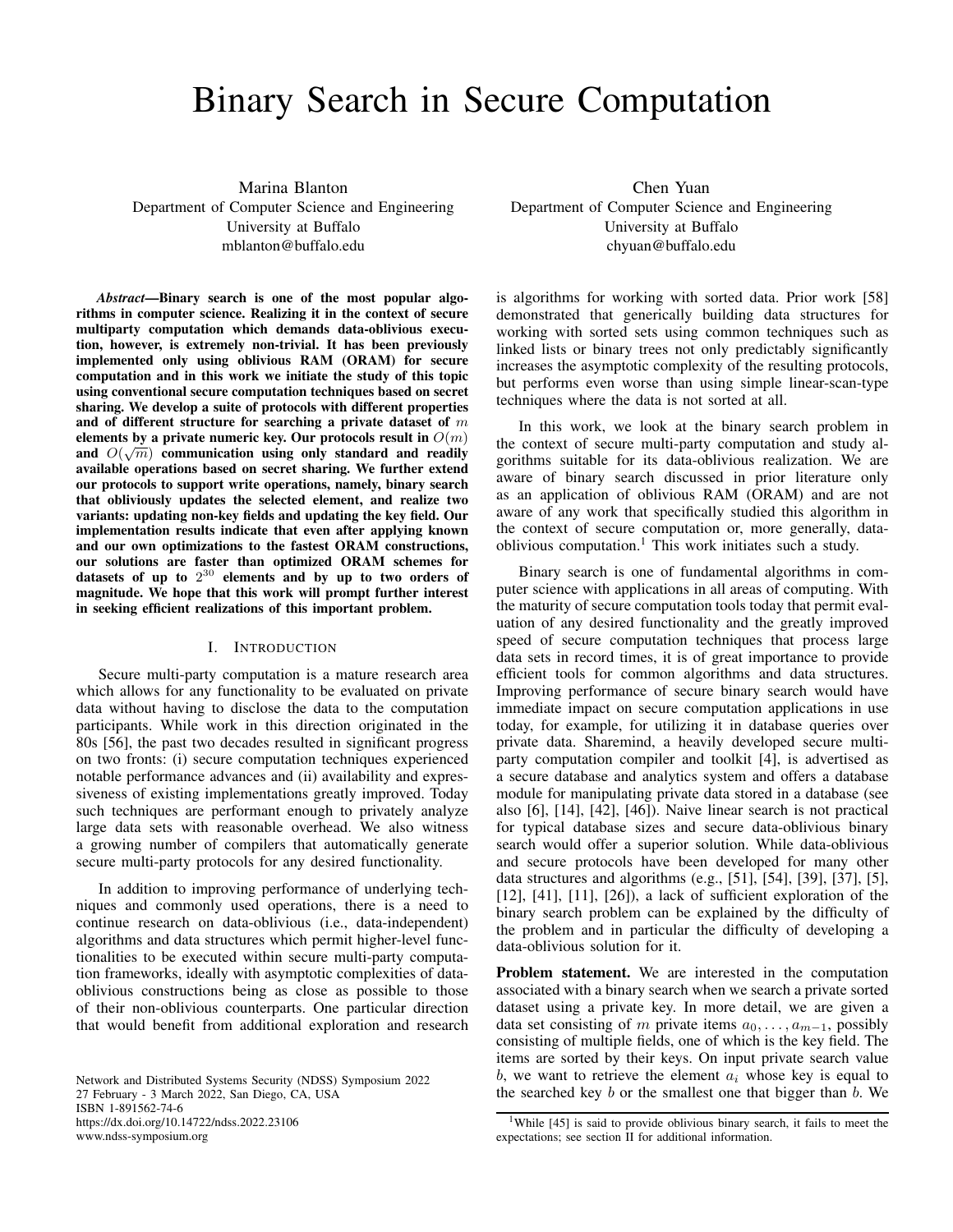# Binary Search in Secure Computation

Marina Blanton
Department of Computer Science and Engineering
University at Buffalo
mblanton@buffalo.edu

Chen Yuan
Department of Computer Science and Engineering
University at Buffalo
chyuan@buffalo.edu

***Abstract*—Binary search is one of the most popular algorithms in computer science. Realizing it in the context of secure multiparty computation which demands data-oblivious execution, however, is extremely non-trivial. It has been previously implemented only using oblivious RAM (ORAM) for secure computation and in this work we initiate the study of this topic using conventional secure computation techniques based on secret sharing. We develop a suite of protocols with different properties and of different structure for searching a private dataset of $m$ elements by a private numeric key. Our protocols result in $O(m)$ and $O(\sqrt{m})$ communication using only standard and readily available operations based on secret sharing. We further extend our protocols to support write operations, namely, binary search that obliviously updates the selected element, and realize two variants: updating non-key fields and updating the key field. Our implementation results indicate that even after applying known and our own optimizations to the fastest ORAM constructions, our solutions are faster than optimized ORAM schemes for datasets of up to $2^{30}$ elements and by up to two orders of magnitude. We hope that this work will prompt further interest in seeking efficient realizations of this important problem.**

## I. Introduction

Secure multi-party computation is a mature research area which allows for any functionality to be evaluated on private data without having to disclose the data to the computation participants. While work in this direction originated in the 80s [56], the past two decades resulted in significant progress on two fronts: (i) secure computation techniques experienced notable performance advances and (ii) availability and expressiveness of existing implementations greatly improved. Today such techniques are performant enough to privately analyze large data sets with reasonable overhead. We also witness a growing number of compilers that automatically generate secure multi-party protocols for any desired functionality.

In addition to improving performance of underlying techniques and commonly used operations, there is a need to continue research on data-oblivious (i.e., data-independent) algorithms and data structures which permit higher-level functionalities to be executed within secure multi-party computation frameworks, ideally with asymptotic complexities of data-oblivious constructions being as close as possible to those of their non-oblivious counterparts. One particular direction that would benefit from additional exploration and research is algorithms for working with sorted data. Prior work [58] demonstrated that generically building data structures for working with sorted sets using common techniques such as linked lists or binary trees not only predictably significantly increases the asymptotic complexity of the resulting protocols, but performs even worse than using simple linear-scan-type techniques where the data is not sorted at all.

In this work, we look at the binary search problem in the context of secure multi-party computation and study algorithms suitable for its data-oblivious realization. We are aware of binary search discussed in prior literature only as an application of oblivious RAM (ORAM) and are not aware of any work that specifically studied this algorithm in the context of secure computation or, more generally, data-oblivious computation.[1] This work initiates such a study.

Binary search is one of fundamental algorithms in computer science with applications in all areas of computing. With the maturity of secure computation tools today that permit evaluation of any desired functionality and the greatly improved speed of secure computation techniques that process large data sets in record times, it is of great importance to provide efficient tools for common algorithms and data structures. Improving performance of secure binary search would have immediate impact on secure computation applications in use today, for example, for utilizing it in database queries over private data. Sharemind, a heavily developed secure multi-party computation compiler and toolkit [4], is advertised as a secure database and analytics system and offers a database module for manipulating private data stored in a database (see also [6], [14], [42], [46]). Naive linear search is not practical for typical database sizes and secure data-oblivious binary search would offer a superior solution. While data-oblivious and secure protocols have been developed for many other data structures and algorithms (e.g., [51], [54], [39], [37], [5], [12], [41], [11], [26]), a lack of sufficient exploration of the binary search problem can be explained by the difficulty of the problem and in particular the difficulty of developing a data-oblivious solution for it.

**Problem statement.** We are interested in the computation associated with a binary search when we search a private sorted dataset using a private key. In more detail, we are given a data set consisting of $m$ private items $a_0, \ldots, a_{m-1}$, possibly consisting of multiple fields, one of which is the key field. The items are sorted by their keys. On input private search value $b$, we want to retrieve the element $a_i$ whose key is equal to the searched key $b$ or the smallest one that bigger than $b$. We

[1] While [45] is said to provide oblivious binary search, it fails to meet the expectations; see section II for additional information.

Network and Distributed Systems Security (NDSS) Symposium 2022
27 February - 3 March 2022, San Diego, CA, USA
ISBN 1-891562-74-6
https://dx.doi.org/10.14722/ndss.2022.23106
www.ndss-symposium.org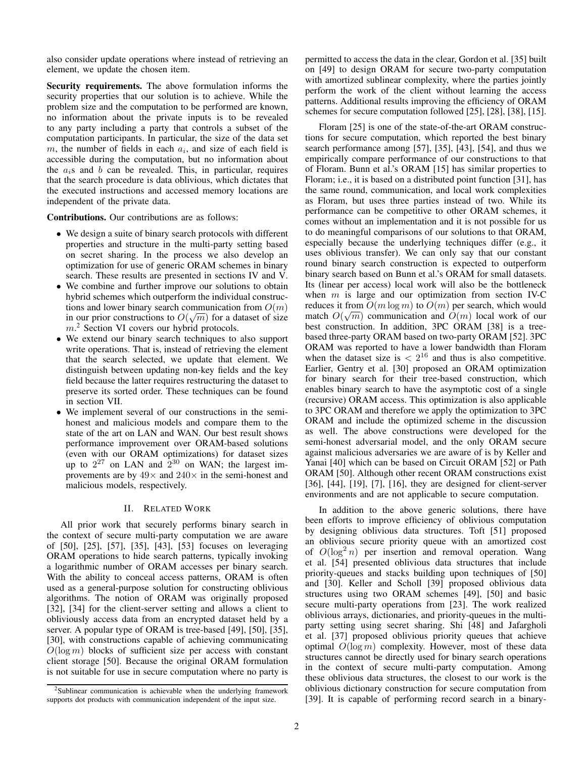also consider update operations where instead of retrieving an element, we update the chosen item.

**Security requirements.** The above formulation informs the security properties that our solution is to achieve. While the problem size and the computation to be performed are known, no information about the private inputs is to be revealed to any party including a party that controls a subset of the computation participants. In particular, the size of the data set $m$, the number of fields in each $a_i$, and size of each field is accessible during the computation, but no information about the $a_i$s and $b$ can be revealed. This, in particular, requires that the search procedure is data oblivious, which dictates that the executed instructions and accessed memory locations are independent of the private data.

**Contributions.** Our contributions are as follows:

- We design a suite of binary search protocols with different properties and structure in the multi-party setting based on secret sharing. In the process we also develop an optimization for use of generic ORAM schemes in binary search. These results are presented in sections IV and V.
- We combine and further improve our solutions to obtain hybrid schemes which outperform the individual constructions and lower binary search communication from $O(m)$ in our prior constructions to $O(\sqrt{m})$ for a dataset of size $m$.[2] Section VI covers our hybrid protocols.
- We extend our binary search techniques to also support write operations. That is, instead of retrieving the element that the search selected, we update that element. We distinguish between updating non-key fields and the key field because the latter requires restructuring the dataset to preserve its sorted order. These techniques can be found in section VII.
- We implement several of our constructions in the semi-honest and malicious models and compare them to the state of the art on LAN and WAN. Our best result shows performance improvement over ORAM-based solutions (even with our ORAM optimizations) for dataset sizes up to $2^{27}$ on LAN and $2^{30}$ on WAN; the largest improvements are by $49\times$ and $240\times$ in the semi-honest and malicious models, respectively.

## II. Related Work

All prior work that securely performs binary search in the context of secure multi-party computation we are aware of [50], [25], [57], [35], [43], [53] focuses on leveraging ORAM operations to hide search patterns, typically invoking a logarithmic number of ORAM accesses per binary search. With the ability to conceal access patterns, ORAM is often used as a general-purpose solution for constructing oblivious algorithms. The notion of ORAM was originally proposed [32], [34] for the client-server setting and allows a client to obliviously access data from an encrypted dataset held by a server. A popular type of ORAM is tree-based [49], [50], [35], [30], with constructions capable of achieving communicating $O(\log m)$ blocks of sufficient size per access with constant client storage [50]. Because the original ORAM formulation is not suitable for use in secure computation where no party is permitted to access the data in the clear, Gordon et al. [35] built on [49] to design ORAM for secure two-party computation with amortized sublinear complexity, where the parties jointly perform the work of the client without learning the access patterns. Additional results improving the efficiency of ORAM schemes for secure computation followed [25], [28], [38], [15].

Floram [25] is one of the state-of-the-art ORAM constructions for secure computation, which reported the best binary search performance among [57], [35], [43], [54], and thus we empirically compare performance of our constructions to that of Floram. Bunn et al.'s ORAM [15] has similar properties to Floram; i.e., it is based on a distributed point function [31], has the same round, communication, and local work complexities as Floram, but uses three parties instead of two. While its performance can be competitive to other ORAM schemes, it comes without an implementation and it is not possible for us to do meaningful comparisons of our solutions to that ORAM, especially because the underlying techniques differ (e.g., it uses oblivious transfer). We can only say that our constant round binary search construction is expected to outperform binary search based on Bunn et al.'s ORAM for small datasets. Its (linear per access) local work will also be the bottleneck when $m$ is large and our optimization from section IV-C reduces it from $O(m \log m)$ to $O(m)$ per search, which would match $O(\sqrt{m})$ communication and $O(m)$ local work of our best construction. In addition, 3PC ORAM [38] is a tree-based three-party ORAM based on two-party ORAM [52]. 3PC ORAM was reported to have a lower bandwidth than Floram when the dataset size is $< 2^{16}$ and thus is also competitive. Earlier, Gentry et al. [30] proposed an ORAM optimization for binary search for their tree-based construction, which enables binary search to have the asymptotic cost of a single (recursive) ORAM access. This optimization is also applicable to 3PC ORAM and therefore we apply the optimization to 3PC ORAM and include the optimized scheme in the discussion as well. The above constructions were developed for the semi-honest adversarial model, and the only ORAM secure against malicious adversaries we are aware of is by Keller and Yanai [40] which can be based on Circuit ORAM [52] or Path ORAM [50]. Although other recent ORAM constructions exist [36], [44], [19], [7], [16], they are designed for client-server environments and are not applicable to secure computation.

In addition to the above generic solutions, there have been efforts to improve efficiency of oblivious computation by designing oblivious data structures. Toft [51] proposed an oblivious secure priority queue with an amortized cost of $O(\log^2 n)$ per insertion and removal operation. Wang et al. [54] presented oblivious data structures that include priority-queues and stacks building upon techniques of [50] and [30]. Keller and Scholl [39] proposed oblivious data structures using two ORAM schemes [49], [50] and basic secure multi-party operations from [23]. The work realized oblivious arrays, dictionaries, and priority-queues in the multi-party setting using secret sharing. Shi [48] and Jafargholi et al. [37] proposed oblivious priority queues that achieve optimal $O(\log m)$ complexity. However, most of these data structures cannot be directly used for binary search operations in the context of secure multi-party computation. Among these oblivious data structures, the closest to our work is the oblivious dictionary construction for secure computation from [39]. It is capable of performing record search in a binary-

[2] Sublinear communication is achievable when the underlying framework supports dot products with communication independent of the input size.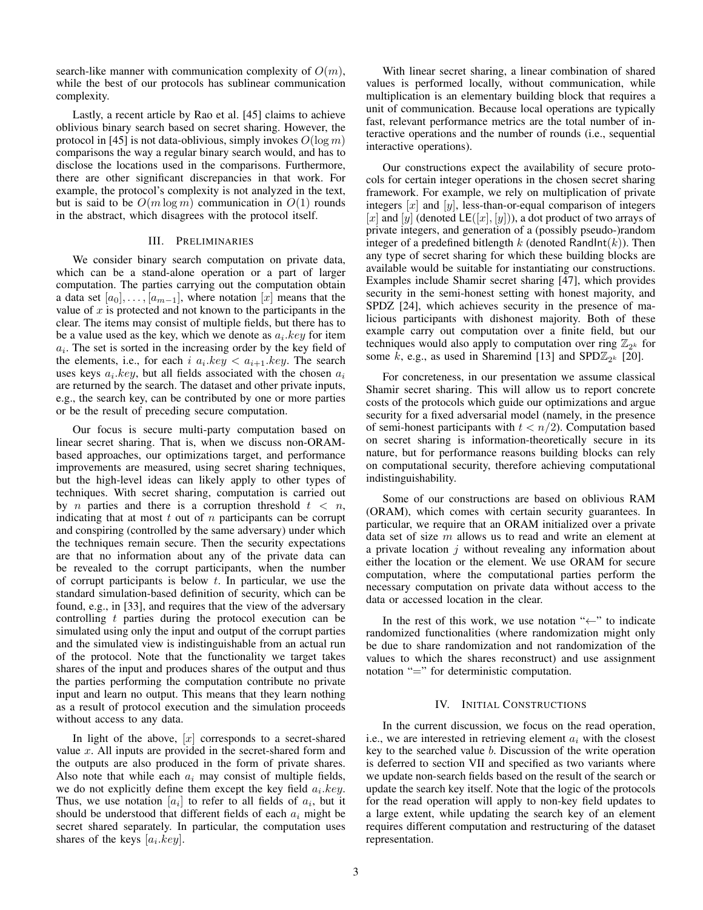search-like manner with communication complexity of $O(m)$, while the best of our protocols has sublinear communication complexity.

Lastly, a recent article by Rao et al. [45] claims to achieve oblivious binary search based on secret sharing. However, the protocol in [45] is not data-oblivious, simply invokes $O(\log m)$ comparisons the way a regular binary search would, and has to disclose the locations used in the comparisons. Furthermore, there are other significant discrepancies in that work. For example, the protocol's complexity is not analyzed in the text, but is said to be $O(m \log m)$ communication in $O(1)$ rounds in the abstract, which disagrees with the protocol itself.

## III. Preliminaries

We consider binary search computation on private data, which can be a stand-alone operation or a part of larger computation. The parties carrying out the computation obtain a data set $[a_0], \ldots, [a_{m-1}]$, where notation $[x]$ means that the value of $x$ is protected and not known to the participants in the clear. The items may consist of multiple fields, but there has to be a value used as the key, which we denote as $a_i.key$ for item $a_i$. The set is sorted in the increasing order by the key field of the elements, i.e., for each $i$ $a_i.key < a_{i+1}.key$. The search uses keys $a_i.key$, but all fields associated with the chosen $a_i$ are returned by the search. The dataset and other private inputs, e.g., the search key, can be contributed by one or more parties or be the result of preceding secure computation.

Our focus is secure multi-party computation based on linear secret sharing. That is, when we discuss non-ORAM-based approaches, our optimizations target, and performance improvements are measured, using secret sharing techniques, but the high-level ideas can likely apply to other types of techniques. With secret sharing, computation is carried out by $n$ parties and there is a corruption threshold $t < n$, indicating that at most $t$ out of $n$ participants can be corrupt and conspiring (controlled by the same adversary) under which the techniques remain secure. Then the security expectations are that no information about any of the private data can be revealed to the corrupt participants, when the number of corrupt participants is below $t$. In particular, we use the standard simulation-based definition of security, which can be found, e.g., in [33], and requires that the view of the adversary controlling $t$ parties during the protocol execution can be simulated using only the input and output of the corrupt parties and the simulated view is indistinguishable from an actual run of the protocol. Note that the functionality we target takes shares of the input and produces shares of the output and thus the parties performing the computation contribute no private input and learn no output. This means that they learn nothing as a result of protocol execution and the simulation proceeds without access to any data.

In light of the above, $[x]$ corresponds to a secret-shared value $x$. All inputs are provided in the secret-shared form and the outputs are also produced in the form of private shares. Also note that while each $a_i$ may consist of multiple fields, we do not explicitly define them except the key field $a_i.key$. Thus, we use notation $[a_i]$ to refer to all fields of $a_i$, but it should be understood that different fields of each $a_i$ might be secret shared separately. In particular, the computation uses shares of the keys $[a_i.key]$.

With linear secret sharing, a linear combination of shared values is performed locally, without communication, while multiplication is an elementary building block that requires a unit of communication. Because local operations are typically fast, relevant performance metrics are the total number of interactive operations and the number of rounds (i.e., sequential interactive operations).

Our constructions expect the availability of secure protocols for certain integer operations in the chosen secret sharing framework. For example, we rely on multiplication of private integers $[x]$ and $[y]$, less-than-or-equal comparison of integers $[x]$ and $[y]$ (denoted $\mathsf{LE}([x], [y])$), a dot product of two arrays of private integers, and generation of a (possibly pseudo-)random integer of a predefined bitlength $k$ (denoted $\mathsf{RandInt}(k)$). Then any type of secret sharing for which these building blocks are available would be suitable for instantiating our constructions. Examples include Shamir secret sharing [47], which provides security in the semi-honest setting with honest majority, and SPDZ [24], which achieves security in the presence of malicious participants with dishonest majority. Both of these example carry out computation over a finite field, but our techniques would also apply to computation over ring $\mathbb{Z}_{2^k}$ for some $k$, e.g., as used in Sharemind [13] and SPD$\mathbb{Z}_{2^k}$ [20].

For concreteness, in our presentation we assume classical Shamir secret sharing. This will allow us to report concrete costs of the protocols which guide our optimizations and argue security for a fixed adversarial model (namely, in the presence of semi-honest participants with $t < n/2$). Computation based on secret sharing is information-theoretically secure in its nature, but for performance reasons building blocks can rely on computational security, therefore achieving computational indistinguishability.

Some of our constructions are based on oblivious RAM (ORAM), which comes with certain security guarantees. In particular, we require that an ORAM initialized over a private data set of size $m$ allows us to read and write an element at a private location $j$ without revealing any information about either the location or the element. We use ORAM for secure computation, where the computational parties perform the necessary computation on private data without access to the data or accessed location in the clear.

In the rest of this work, we use notation "$\leftarrow$" to indicate randomized functionalities (where randomization might only be due to share randomization and not randomization of the values to which the shares reconstruct) and use assignment notation "$=$" for deterministic computation.

## IV. Initial Constructions

In the current discussion, we focus on the read operation, i.e., we are interested in retrieving element $a_i$ with the closest key to the searched value $b$. Discussion of the write operation is deferred to section VII and specified as two variants where we update non-search fields based on the result of the search or update the search key itself. Note that the logic of the protocols for the read operation will apply to non-key field updates to a large extent, while updating the search key of an element requires different computation and restructuring of the dataset representation.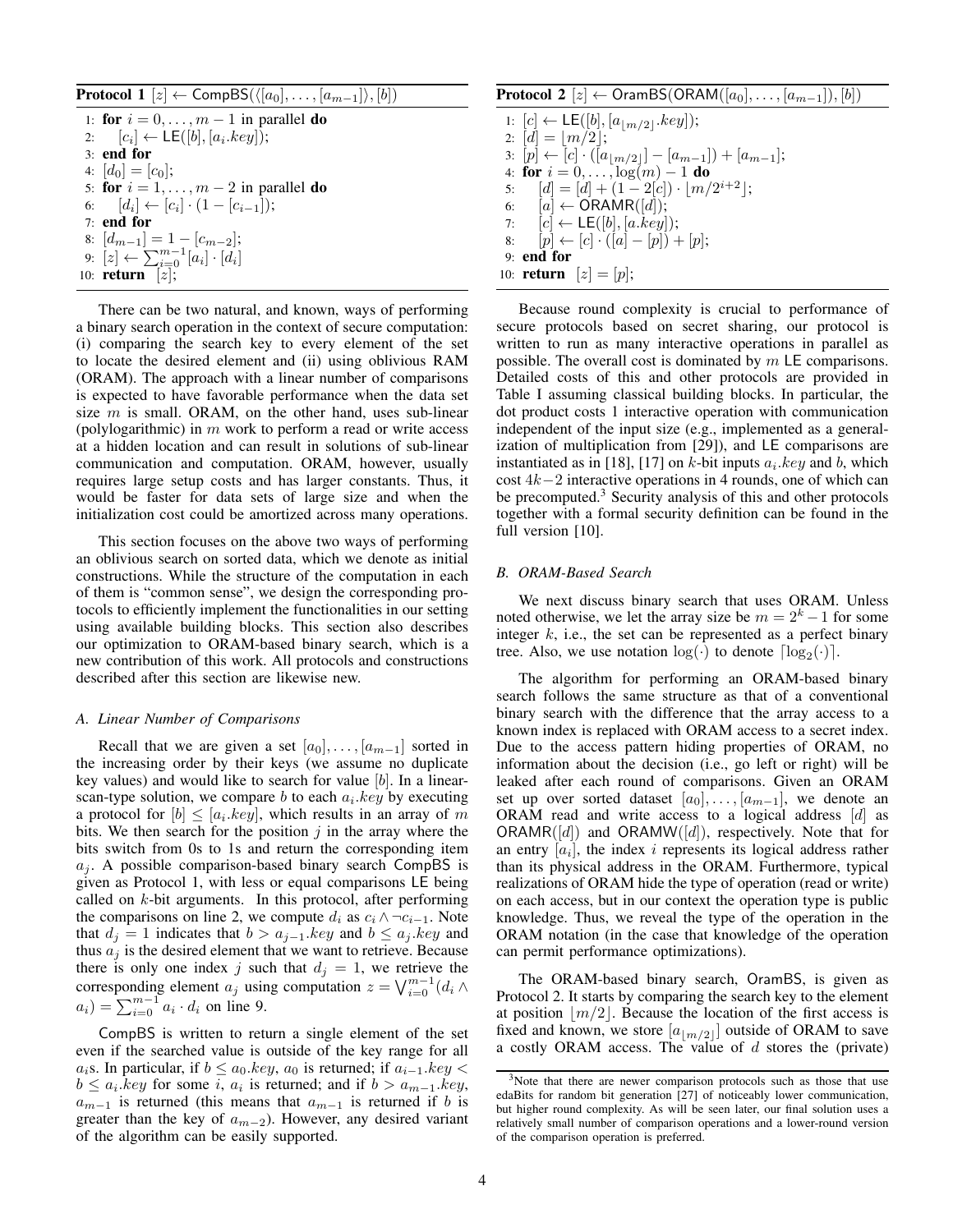**Protocol 1** $[z] \leftarrow \mathsf{CompBS}(\langle [a_0], \ldots, [a_{m-1}] \rangle, [b])$

```
1: for i = 0, ..., m−1 in parallel do
2:     [c_i] ← LE([b], [a_i.key]);
3: end for
4: [d_0] = [c_0];
5: for i = 1, ..., m−2 in parallel do
6:     [d_i] ← [c_i] · (1 − [c_{i−1}]);
7: end for
8: [d_{m−1}] = 1 − [c_{m−2}];
9: [z] ← Σ_{i=0}^{m−1} [a_i] · [d_i]
10: return [z];
```

**Protocol 2** $[z] \leftarrow \mathsf{OramBS}(\mathsf{ORAM}([a_0], \ldots, [a_{m-1}]), [b])$

```
1: [c] ← LE([b], [a_{⌊m/2⌋}.key]);
2: [d] = ⌊m/2⌋;
3: [p] ← [c] · ([a_{⌊m/2⌋}] − [a_{m−1}]) + [a_{m−1}];
4: for i = 0, ..., log(m) − 1 do
5:     [d] = [d] + (1 − 2[c]) · ⌊m/2^{i+2}⌋;
6:     [a] ← ORAMR([d]);
7:     [c] ← LE([b], [a.key]);
8:     [p] ← [c] · ([a] − [p]) + [p];
9: end for
10: return [z] = [p];
```

There can be two natural, and known, ways of performing a binary search operation in the context of secure computation: (i) comparing the search key to every element of the set to locate the desired element and (ii) using oblivious RAM (ORAM). The approach with a linear number of comparisons is expected to have favorable performance when the data set size $m$ is small. ORAM, on the other hand, uses sub-linear (polylogarithmic) in $m$ work to perform a read or write access at a hidden location and can result in solutions of sub-linear communication and computation. ORAM, however, usually requires large setup costs and has larger constants. Thus, it would be faster for data sets of large size and when the initialization cost could be amortized across many operations.

This section focuses on the above two ways of performing an oblivious search on sorted data, which we denote as initial constructions. While the structure of the computation in each of them is "common sense", we design the corresponding protocols to efficiently implement the functionalities in our setting using available building blocks. This section also describes our optimization to ORAM-based binary search, which is a new contribution of this work. All protocols and constructions described after this section are likewise new.

### *A. Linear Number of Comparisons*

Recall that we are given a set $[a_0], \ldots, [a_{m-1}]$ sorted in the increasing order by their keys (we assume no duplicate key values) and would like to search for value $[b]$. In a linear-scan-type solution, we compare $b$ to each $a_i.key$ by executing a protocol for $[b] \le [a_i.key]$, which results in an array of $m$ bits. We then search for the position $j$ in the array where the bits switch from 0s to 1s and return the corresponding item $a_j$. A possible comparison-based binary search $\mathsf{CompBS}$ is given as Protocol 1, with less or equal comparisons $\mathsf{LE}$ being called on $k$-bit arguments. In this protocol, after performing the comparisons on line 2, we compute $d_i$ as $c_i \wedge \neg c_{i-1}$. Note that $d_j = 1$ indicates that $b > a_{j-1}.key$ and $b \le a_j.key$ and thus $a_j$ is the desired element that we want to retrieve. Because there is only one index $j$ such that $d_j = 1$, we retrieve the corresponding element $a_j$ using computation $z = \bigvee_{i=0}^{m-1}(d_i \wedge a_i) = \sum_{i=0}^{m-1} a_i \cdot d_i$ on line 9.

$\mathsf{CompBS}$ is written to return a single element of the set even if the searched value is outside of the key range for all $a_i$s. In particular, if $b \le a_0.key$, $a_0$ is returned; if $a_{i-1}.key < b \le a_i.key$ for some $i$, $a_i$ is returned; and if $b > a_{m-1}.key$, $a_{m-1}$ is returned (this means that $a_{m-1}$ is returned if $b$ is greater than the key of $a_{m-2}$). However, any desired variant of the algorithm can be easily supported.

Because round complexity is crucial to performance of secure protocols based on secret sharing, our protocol is written to run as many interactive operations in parallel as possible. The overall cost is dominated by $m$ $\mathsf{LE}$ comparisons. Detailed costs of this and other protocols are provided in Table I assuming classical building blocks. In particular, the dot product costs 1 interactive operation with communication independent of the input size (e.g., implemented as a generalization of multiplication from [29]), and $\mathsf{LE}$ comparisons are instantiated as in [18], [17] on $k$-bit inputs $a_i.key$ and $b$, which cost $4k-2$ interactive operations in 4 rounds, one of which can be precomputed.[3] Security analysis of this and other protocols together with a formal security definition can be found in the full version [10].

### *B. ORAM-Based Search*

We next discuss binary search that uses ORAM. Unless noted otherwise, we let the array size be $m = 2^k - 1$ for some integer $k$, i.e., the set can be represented as a perfect binary tree. Also, we use notation $\log(\cdot)$ to denote $\lceil \log_2(\cdot) \rceil$.

The algorithm for performing an ORAM-based binary search follows the same structure as that of a conventional binary search with the difference that the array access to a known index is replaced with ORAM access to a secret index. Due to the access pattern hiding properties of ORAM, no information about the decision (i.e., go left or right) will be leaked after each round of comparisons. Given an ORAM set up over sorted dataset $[a_0], \ldots, [a_{m-1}]$, we denote an ORAM read and write access to a logical address $[d]$ as $\mathsf{ORAMR}([d])$ and $\mathsf{ORAMW}([d])$, respectively. Note that for an entry $[a_i]$, the index $i$ represents its logical address rather than its physical address in the ORAM. Furthermore, typical realizations of ORAM hide the type of operation (read or write) on each access, but in our context the operation type is public knowledge. Thus, we reveal the type of the operation in the ORAM notation (in the case that knowledge of the operation can permit performance optimizations).

The ORAM-based binary search, $\mathsf{OramBS}$, is given as Protocol 2. It starts by comparing the search key to the element at position $\lfloor m/2 \rfloor$. Because the location of the first access is fixed and known, we store $[a_{\lfloor m/2 \rfloor}]$ outside of ORAM to save a costly ORAM access. The value of $d$ stores the (private)

[3]Note that there are newer comparison protocols such as those that use edaBits for random bit generation [27] of noticeably lower communication, but higher round complexity. As will be seen later, our final solution uses a relatively small number of comparison operations and a lower-round version of the comparison operation is preferred.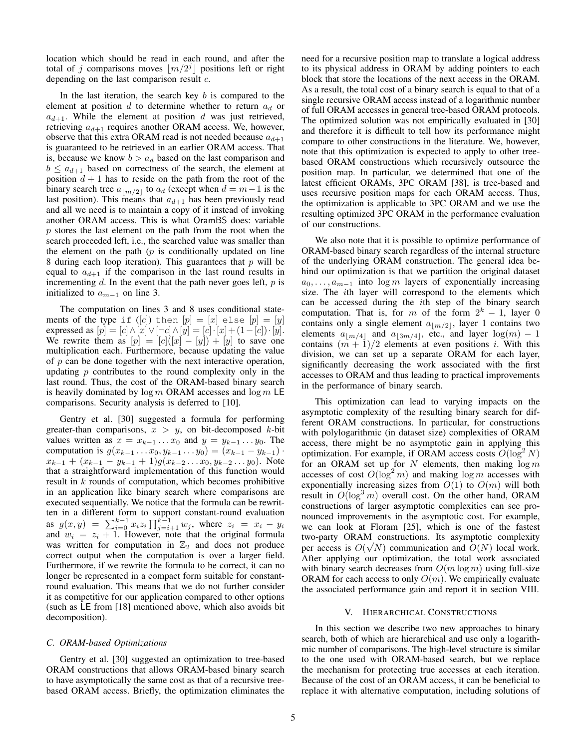location which should be read in each round, and after the total of $j$ comparisons moves $\lfloor m/2^j \rfloor$ positions left or right depending on the last comparison result $c$.

In the last iteration, the search key $b$ is compared to the element at position $d$ to determine whether to return $a_d$ or $a_{d+1}$. While the element at position $d$ was just retrieved, retrieving $a_{d+1}$ requires another ORAM access. We, however, observe that this extra ORAM read is not needed because $a_{d+1}$ is guaranteed to be retrieved in an earlier ORAM access. That is, because we know $b > a_d$ based on the last comparison and $b \le a_{d+1}$ based on correctness of the search, the element at position $d+1$ has to reside on the path from the root of the binary search tree $a_{\lfloor m/2 \rfloor}$ to $a_d$ (except when $d = m-1$ is the last position). This means that $a_{d+1}$ has been previously read and all we need is to maintain a copy of it instead of invoking another ORAM access. This is what OramBS does: variable $p$ stores the last element on the path from the root when the search proceeded left, i.e., the searched value was smaller than the element on the path ($p$ is conditionally updated on line 8 during each loop iteration). This guarantees that $p$ will be equal to $a_{d+1}$ if the comparison in the last round results in incrementing $d$. In the event that the path never goes left, $p$ is initialized to $a_{m-1}$ on line 3.

The computation on lines 3 and 8 uses conditional statements of the type `if` $([c])$ `then` $[p] = [x]$ `else` $[p] = [y]$ expressed as $[p] = [c] \wedge [x] \vee [\neg c] \wedge [y] = [c] \cdot [x] + (1 - [c]) \cdot [y]$. We rewrite them as $[p] = [c]([x] - [y]) + [y]$ to save one multiplication each. Furthermore, because updating the value of $p$ can be done together with the next interactive operation, updating $p$ contributes to the round complexity only in the last round. Thus, the cost of the ORAM-based binary search is heavily dominated by $\log m$ ORAM accesses and $\log m$ LE comparisons. Security analysis is deferred to [10].

Gentry et al. [30] suggested a formula for performing greater-than comparisons, $x > y$, on bit-decomposed $k$-bit values written as $x = x_{k-1} \ldots x_0$ and $y = y_{k-1} \ldots y_0$. The computation is $g(x_{k-1} \ldots x_0, y_{k-1} \ldots y_0) = (x_{k-1} - y_{k-1}) \cdot x_{k-1} + (x_{k-1} - y_{k-1} + 1) g(x_{k-2} \ldots x_0, y_{k-2} \ldots y_0)$. Note that a straightforward implementation of this function would result in $k$ rounds of computation, which becomes prohibitive in an application like binary search where comparisons are executed sequentially. We notice that the formula can be rewritten in a different form to support constant-round evaluation as $g(x, y) = \sum_{i=0}^{k-1} x_i z_i \prod_{j=i+1}^{k-1} w_j$, where $z_i = x_i - y_i$ and $w_i = z_i + 1$. However, note that the original formula was written for computation in $\mathbb{Z}_2$ and does not produce correct output when the computation is over a larger field. Furthermore, if we rewrite the formula to be correct, it can no longer be represented in a compact form suitable for constant-round evaluation. This means that we do not further consider it as competitive for our application compared to other options (such as LE from [18] mentioned above, which also avoids bit decomposition).

### C. ORAM-based Optimizations

Gentry et al. [30] suggested an optimization to tree-based ORAM constructions that allows ORAM-based binary search to have asymptotically the same cost as that of a recursive tree-based ORAM access. Briefly, the optimization eliminates the need for a recursive position map to translate a logical address to its physical address in ORAM by adding pointers to each block that store the locations of the next access in the ORAM. As a result, the total cost of a binary search is equal to that of a single recursive ORAM access instead of a logarithmic number of full ORAM accesses in general tree-based ORAM protocols. The optimized solution was not empirically evaluated in [30] and therefore it is difficult to tell how its performance might compare to other constructions in the literature. We, however, note that this optimization is expected to apply to other tree-based ORAM constructions which recursively outsource the position map. In particular, we determined that one of the latest efficient ORAMs, 3PC ORAM [38], is tree-based and uses recursive position maps for each ORAM access. Thus, the optimization is applicable to 3PC ORAM and we use the resulting optimized 3PC ORAM in the performance evaluation of our constructions.

We also note that it is possible to optimize performance of ORAM-based binary search regardless of the internal structure of the underlying ORAM construction. The general idea behind our optimization is that we partition the original dataset $a_0, \ldots, a_{m-1}$ into $\log m$ layers of exponentially increasing size. The $i$th layer will correspond to the elements which can be accessed during the $i$th step of the binary search computation. That is, for $m$ of the form $2^k - 1$, layer 0 contains only a single element $a_{\lfloor m/2 \rfloor}$, layer 1 contains two elements $a_{\lfloor m/4 \rfloor}$ and $a_{\lfloor 3m/4 \rfloor}$, etc., and layer $\log(m) - 1$ contains $(m+1)/2$ elements at even positions $i$. With this division, we can set up a separate ORAM for each layer, significantly decreasing the work associated with the first accesses to ORAM and thus leading to practical improvements in the performance of binary search.

This optimization can lead to varying impacts on the asymptotic complexity of the resulting binary search for different ORAM constructions. In particular, for constructions with polylogarithmic (in dataset size) complexities of ORAM access, there might be no asymptotic gain in applying this optimization. For example, if ORAM access costs $O(\log^2 N)$ for an ORAM set up for $N$ elements, then making $\log m$ accesses of cost $O(\log^2 m)$ and making $\log m$ accesses with exponentially increasing sizes from $O(1)$ to $O(m)$ will both result in $O(\log^3 m)$ overall cost. On the other hand, ORAM constructions of larger asymptotic complexities can see pronounced improvements in the asymptotic cost. For example, we can look at Floram [25], which is one of the fastest two-party ORAM constructions. Its asymptotic complexity per access is $O(\sqrt{N})$ communication and $O(N)$ local work. After applying our optimization, the total work associated with binary search decreases from $O(m \log m)$ using full-size ORAM for each access to only $O(m)$. We empirically evaluate the associated performance gain and report it in section VIII.

## V. Hierarchical Constructions

In this section we describe two new approaches to binary search, both of which are hierarchical and use only a logarithmic number of comparisons. The high-level structure is similar to the one used with ORAM-based search, but we replace the mechanism for protecting true accesses at each iteration. Because of the cost of an ORAM access, it can be beneficial to replace it with alternative computation, including solutions of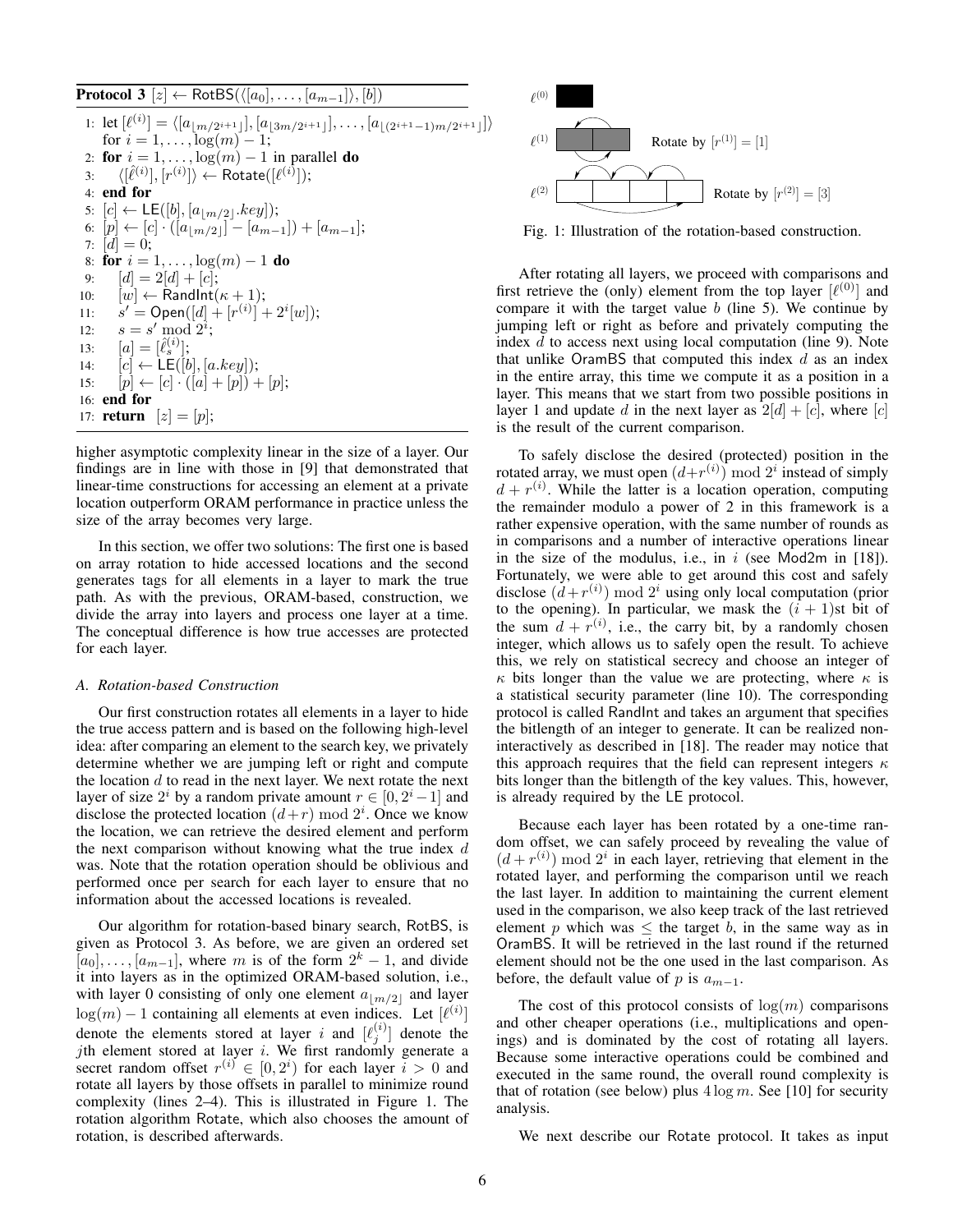**Protocol 3** $[z] \leftarrow \mathsf{RotBS}(\langle [a_0], \ldots, [a_{m-1}] \rangle, [b])$

```
1: let [ℓ^(i)] = ⟨[a_⌊m/2^{i+1}⌋], [a_⌊3m/2^{i+1}⌋], ..., [a_⌊(2^{i+1}−1)m/2^{i+1}⌋]⟩
   for i = 1, ..., log(m) − 1;
2: for i = 1, ..., log(m) − 1 in parallel do
3:     ⟨[ℓ̂^(i)], [r^(i)]⟩ ← Rotate([ℓ^(i)]);
4: end for
5: [c] ← LE([b], [a_⌊m/2⌋.key]);
6: [p] ← [c] · ([a_⌊m/2⌋] − [a_{m−1}]) + [a_{m−1}];
7: [d] = 0;
8: for i = 1, ..., log(m) − 1 do
9:     [d] = 2[d] + [c];
10:    [w] ← RandInt(κ + 1);
11:    s' = Open([d] + [r^(i)] + 2^i[w]);
12:    s = s' mod 2^i;
13:    [a] = [ℓ̂_s^(i)];
14:    [c] ← LE([b], [a.key]);
15:    [p] ← [c] · ([a] + [p]) + [p];
16: end for
17: return [z] = [p];
```

higher asymptotic complexity linear in the size of a layer. Our findings are in line with those in [9] that demonstrated that linear-time constructions for accessing an element at a private location outperform ORAM performance in practice unless the size of the array becomes very large.

In this section, we offer two solutions: The first one is based on array rotation to hide accessed locations and the second generates tags for all elements in a layer to mark the true path. As with the previous, ORAM-based, construction, we divide the array into layers and process one layer at a time. The conceptual difference is how true accesses are protected for each layer.

### A. Rotation-based Construction

Our first construction rotates all elements in a layer to hide the true access pattern and is based on the following high-level idea: after comparing an element to the search key, we privately determine whether we are jumping left or right and compute the location $d$ to read in the next layer. We next rotate the next layer of size $2^i$ by a random private amount $r \in [0, 2^i-1]$ and disclose the protected location $(d+r) \bmod 2^i$. Once we know the location, we can retrieve the desired element and perform the next comparison without knowing what the true index $d$ was. Note that the rotation operation should be oblivious and performed once per search for each layer to ensure that no information about the accessed locations is revealed.

Our algorithm for rotation-based binary search, RotBS, is given as Protocol 3. As before, we are given an ordered set $[a_0], \ldots, [a_{m-1}]$, where $m$ is of the form $2^k - 1$, and divide it into layers as in the optimized ORAM-based solution, i.e., with layer 0 consisting of only one element $a_{\lfloor m/2 \rfloor}$ and layer $\log(m) - 1$ containing all elements at even indices. Let $[\ell^{(i)}]$ denote the elements stored at layer $i$ and $[\ell_j^{(i)}]$ denote the $j$th element stored at layer $i$. We first randomly generate a secret random offset $r^{(i)} \in [0, 2^i)$ for each layer $i > 0$ and rotate all layers by those offsets in parallel to minimize round complexity (lines 2–4). This is illustrated in Figure 1. The rotation algorithm Rotate, which also chooses the amount of rotation, is described afterwards.

Fig. 1: Illustration of the rotation-based construction.

After rotating all layers, we proceed with comparisons and first retrieve the (only) element from the top layer $[\ell^{(0)}]$ and compare it with the target value $b$ (line 5). We continue by jumping left or right as before and privately computing the index $d$ to access next using local computation (line 9). Note that unlike OramBS that computed this index $d$ as an index in the entire array, this time we compute it as a position in a layer. This means that we start from two possible positions in layer 1 and update $d$ in the next layer as $2[d] + [c]$, where $[c]$ is the result of the current comparison.

To safely disclose the desired (protected) position in the rotated array, we must open $(d+r^{(i)}) \bmod 2^i$ instead of simply $d + r^{(i)}$. While the latter is a location operation, computing the remainder modulo a power of 2 in this framework is a rather expensive operation, with the same number of rounds as in comparisons and a number of interactive operations linear in the size of the modulus, i.e., in $i$ (see Mod2m in [18]). Fortunately, we were able to get around this cost and safely disclose $(d+r^{(i)}) \bmod 2^i$ using only local computation (prior to the opening). In particular, we mask the $(i+1)$st bit of the sum $d + r^{(i)}$, i.e., the carry bit, by a randomly chosen integer, which allows us to safely open the result. To achieve this, we rely on statistical secrecy and choose an integer of $\kappa$ bits longer than the value we are protecting, where $\kappa$ is a statistical security parameter (line 10). The corresponding protocol is called RandInt and takes an argument that specifies the bitlength of an integer to generate. It can be realized non-interactively as described in [18]. The reader may notice that this approach requires that the field can represent integers $\kappa$ bits longer than the bitlength of the key values. This, however, is already required by the LE protocol.

Because each layer has been rotated by a one-time random offset, we can safely proceed by revealing the value of $(d + r^{(i)}) \bmod 2^i$ in each layer, retrieving that element in the rotated layer, and performing the comparison until we reach the last layer. In addition to maintaining the current element used in the comparison, we also keep track of the last retrieved element $p$ which was $\leq$ the target $b$, in the same way as in OramBS. It will be retrieved in the last round if the returned element should not be the one used in the last comparison. As before, the default value of $p$ is $a_{m-1}$.

The cost of this protocol consists of $\log(m)$ comparisons and other cheaper operations (i.e., multiplications and openings) and is dominated by the cost of rotating all layers. Because some interactive operations could be combined and executed in the same round, the overall round complexity is that of rotation (see below) plus $4 \log m$. See [10] for security analysis.

We next describe our Rotate protocol. It takes as input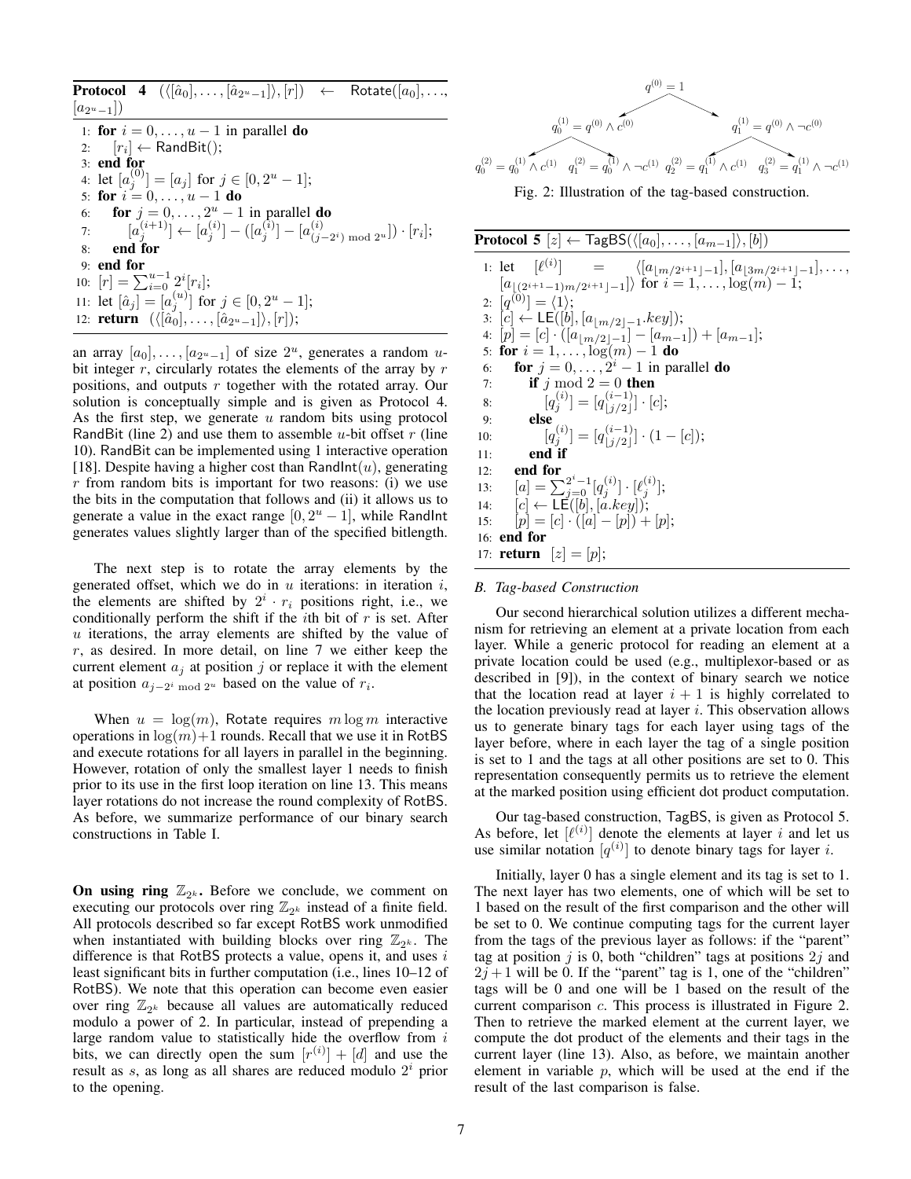**Protocol 4** $(\langle[\hat{a}_0],\ldots,[\hat{a}_{2^u-1}]\rangle,[r]) \leftarrow \mathsf{Rotate}([a_0],\ldots,[a_{2^u-1}])$

```
1: for i = 0, ..., u − 1 in parallel do
2:     [r_i] ← RandBit();
3: end for
4: let [a_j^(0)] = [a_j] for j ∈ [0, 2^u − 1];
5: for i = 0, ..., u − 1 do
6:     for j = 0, ..., 2^u − 1 in parallel do
7:         [a_j^(i+1)] ← [a_j^(i)] − ([a_j^(i)] − [a^(i)_((j−2^i) mod 2^u)]) · [r_i];
8:     end for
9: end for
10: [r] = Σ_{i=0}^{u−1} 2^i [r_i];
11: let [â_j] = [a_j^(u)] for j ∈ [0, 2^u − 1];
12: return (⟨[â_0], ..., [â_{2^u−1}]⟩, [r]);
```

an array $[a_0],\ldots,[a_{2^u-1}]$ of size $2^u$, generates a random $u$-bit integer $r$, circularly rotates the elements of the array by $r$ positions, and outputs $r$ together with the rotated array. Our solution is conceptually simple and is given as Protocol 4. As the first step, we generate $u$ random bits using protocol RandBit (line 2) and use them to assemble $u$-bit offset $r$ (line 10). RandBit can be implemented using 1 interactive operation [18]. Despite having a higher cost than $\mathsf{RandInt}(u)$, generating $r$ from random bits is important for two reasons: (i) we use the bits in the computation that follows and (ii) it allows us to generate a value in the exact range $[0, 2^u-1]$, while RandInt generates values slightly larger than of the specified bitlength.

The next step is to rotate the array elements by the generated offset, which we do in $u$ iterations: in iteration $i$, the elements are shifted by $2^i \cdot r_i$ positions right, i.e., we conditionally perform the shift if the $i$th bit of $r$ is set. After $u$ iterations, the array elements are shifted by the value of $r$, as desired. In more detail, on line 7 we either keep the current element $a_j$ at position $j$ or replace it with the element at position $a_{j-2^i \bmod 2^u}$ based on the value of $r_i$.

When $u = \log(m)$, Rotate requires $m \log m$ interactive operations in $\log(m)+1$ rounds. Recall that we use it in RotBS and execute rotations for all layers in parallel in the beginning. However, rotation of only the smallest layer 1 needs to finish prior to its use in the first loop iteration on line 13. This means layer rotations do not increase the round complexity of RotBS. As before, we summarize performance of our binary search constructions in Table I.

**On using ring $\mathbb{Z}_{2^k}$.** Before we conclude, we comment on executing our protocols over ring $\mathbb{Z}_{2^k}$ instead of a finite field. All protocols described so far except RotBS work unmodified when instantiated with building blocks over ring $\mathbb{Z}_{2^k}$. The difference is that RotBS protects a value, opens it, and uses $i$ least significant bits in further computation (i.e., lines 10–12 of RotBS). We note that this operation can become even easier over ring $\mathbb{Z}_{2^k}$ because all values are automatically reduced modulo a power of 2. In particular, instead of prepending a large random value to statistically hide the overflow from $i$ bits, we can directly open the sum $[r^{(i)}] + [d]$ and use the result as $s$, as long as all shares are reduced modulo $2^i$ prior to the opening.

$q^{(0)} = 1$; $q_0^{(1)} = q^{(0)} \wedge c^{(0)}$, $q_1^{(1)} = q^{(0)} \wedge \neg c^{(0)}$; $q_0^{(2)} = q_0^{(1)} \wedge c^{(1)}$, $q_1^{(2)} = q_0^{(1)} \wedge \neg c^{(1)}$, $q_2^{(2)} = q_1^{(1)} \wedge c^{(1)}$, $q_3^{(2)} = q_1^{(1)} \wedge \neg c^{(1)}$

Fig. 2: Illustration of the tag-based construction.

**Protocol 5** $[z] \leftarrow \mathsf{TagBS}(\langle[a_0],\ldots,[a_{m-1}]\rangle,[b])$

```
1: let [ℓ^(i)] = ⟨[a_{⌊m/2^{i+1}⌋−1}], [a_{⌊3m/2^{i+1}⌋−1}], ..., [a_{⌊(2^{i+1}−1)m/2^{i+1}⌋−1}]⟩ for i = 1, ..., log(m) − 1;
2: [q^(0)] = ⟨1⟩;
3: [c] ← LE([b], [a_{⌊m/2⌋−1}.key]);
4: [p] = [c] · ([a_{⌊m/2⌋−1}] − [a_{m−1}]) + [a_{m−1}];
5: for i = 1, ..., log(m) − 1 do
6:     for j = 0, ..., 2^i − 1 in parallel do
7:         if j mod 2 = 0 then
8:             [q_j^(i)] = [q^(i−1)_{⌊j/2⌋}] · [c];
9:         else
10:            [q_j^(i)] = [q^(i−1)_{⌊j/2⌋}] · (1 − [c]);
11:        end if
12:    end for
13:    [a] = Σ_{j=0}^{2^i−1} [q_j^(i)] · [ℓ_j^(i)];
14:    [c] ← LE([b], [a.key]);
15:    [p] = [c] · ([a] − [p]) + [p];
16: end for
17: return [z] = [p];
```

### B. Tag-based Construction

Our second hierarchical solution utilizes a different mechanism for retrieving an element at a private location from each layer. While a generic protocol for reading an element at a private location could be used (e.g., multiplexor-based or as described in [9]), in the context of binary search we notice that the location read at layer $i+1$ is highly correlated to the location previously read at layer $i$. This observation allows us to generate binary tags for each layer using tags of the layer before, where in each layer the tag of a single position is set to 1 and the tags at all other positions are set to 0. This representation consequently permits us to retrieve the element at the marked position using efficient dot product computation.

Our tag-based construction, TagBS, is given as Protocol 5. As before, let $[\ell^{(i)}]$ denote the elements at layer $i$ and let us use similar notation $[q^{(i)}]$ to denote binary tags for layer $i$.

Initially, layer 0 has a single element and its tag is set to 1. The next layer has two elements, one of which will be set to 1 based on the result of the first comparison and the other will be set to 0. We continue computing tags for the current layer from the tags of the previous layer as follows: if the "parent" tag at position $j$ is 0, both "children" tags at positions $2j$ and $2j+1$ will be 0. If the "parent" tag is 1, one of the "children" tags will be 0 and one will be 1 based on the result of the current comparison $c$. This process is illustrated in Figure 2. Then to retrieve the marked element at the current layer, we compute the dot product of the elements and their tags in the current layer (line 13). Also, as before, we maintain another element in variable $p$, which will be used at the end if the result of the last comparison is false.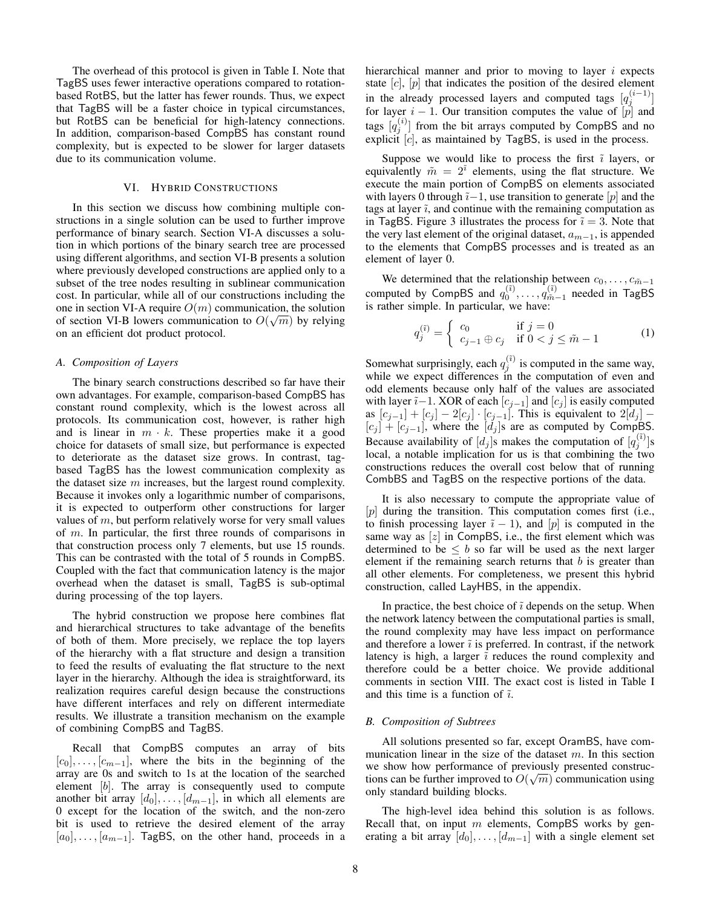The overhead of this protocol is given in Table I. Note that TagBS uses fewer interactive operations compared to rotation-based RotBS, but the latter has fewer rounds. Thus, we expect that TagBS will be a faster choice in typical circumstances, but RotBS can be beneficial for high-latency connections. In addition, comparison-based CompBS has constant round complexity, but is expected to be slower for larger datasets due to its communication volume.

## VI. Hybrid Constructions

In this section we discuss how combining multiple constructions in a single solution can be used to further improve performance of binary search. Section VI-A discusses a solution in which portions of the binary search tree are processed using different algorithms, and section VI-B presents a solution where previously developed constructions are applied only to a subset of the tree nodes resulting in sublinear communication cost. In particular, while all of our constructions including the one in section VI-A require $O(m)$ communication, the solution of section VI-B lowers communication to $O(\sqrt{m})$ by relying on an efficient dot product protocol.

### A. Composition of Layers

The binary search constructions described so far have their own advantages. For example, comparison-based CompBS has constant round complexity, which is the lowest across all protocols. Its communication cost, however, is rather high and is linear in $m \cdot k$. These properties make it a good choice for datasets of small size, but performance is expected to deteriorate as the dataset size grows. In contrast, tag-based TagBS has the lowest communication complexity as the dataset size $m$ increases, but the largest round complexity. Because it invokes only a logarithmic number of comparisons, it is expected to outperform other constructions for larger values of $m$, but perform relatively worse for very small values of $m$. In particular, the first three rounds of comparisons in that construction process only 7 elements, but use 15 rounds. This can be contrasted with the total of 5 rounds in CompBS. Coupled with the fact that communication latency is the major overhead when the dataset is small, TagBS is sub-optimal during processing of the top layers.

The hybrid construction we propose here combines flat and hierarchical structures to take advantage of the benefits of both of them. More precisely, we replace the top layers of the hierarchy with a flat structure and design a transition to feed the results of evaluating the flat structure to the next layer in the hierarchy. Although the idea is straightforward, its realization requires careful design because the constructions have different interfaces and rely on different intermediate results. We illustrate a transition mechanism on the example of combining CompBS and TagBS.

Recall that CompBS computes an array of bits $[c_0], \ldots, [c_{m-1}]$, where the bits in the beginning of the array are 0s and switch to 1s at the location of the searched element $[b]$. The array is consequently used to compute another bit array $[d_0], \ldots, [d_{m-1}]$, in which all elements are 0 except for the location of the switch, and the non-zero bit is used to retrieve the desired element of the array $[a_0], \ldots, [a_{m-1}]$. TagBS, on the other hand, proceeds in a hierarchical manner and prior to moving to layer $i$ expects state $[c]$, $[p]$ that indicates the position of the desired element in the already processed layers and computed tags $[q_j^{(i-1)}]$ for layer $i-1$. Our transition computes the value of $[p]$ and tags $[q_j^{(i)}]$ from the bit arrays computed by CompBS and no explicit $[c]$, as maintained by TagBS, is used in the process.

Suppose we would like to process the first $\tilde{\imath}$ layers, or equivalently $\tilde{m} = 2^{\tilde{\imath}}$ elements, using the flat structure. We execute the main portion of CompBS on elements associated with layers 0 through $\tilde{\imath}-1$, use transition to generate $[p]$ and the tags at layer $\tilde{\imath}$, and continue with the remaining computation as in TagBS. Figure 3 illustrates the process for $\tilde{\imath} = 3$. Note that the very last element of the original dataset, $a_{m-1}$, is appended to the elements that CompBS processes and is treated as an element of layer 0.

We determined that the relationship between $c_0, \ldots, c_{\tilde{m}-1}$ computed by CompBS and $q_0^{(\tilde{\imath})}, \ldots, q_{\tilde{m}-1}^{(\tilde{\imath})}$ needed in TagBS is rather simple. In particular, we have:

$$q_j^{(\tilde{\imath})} = \begin{cases} c_0 & \text{if } j = 0 \\ c_{j-1} \oplus c_j & \text{if } 0 < j \le \tilde{m} - 1 \end{cases} \quad (1)$$

Somewhat surprisingly, each $q_j^{(\tilde{\imath})}$ is computed in the same way, while we expect differences in the computation of even and odd elements because only half of the values are associated with layer $\tilde{\imath}-1$. XOR of each $[c_{j-1}]$ and $[c_j]$ is easily computed as $[c_{j-1}] + [c_j] - 2[c_j] \cdot [c_{j-1}]$. This is equivalent to $2[d_j] - [c_j] + [c_{j-1}]$, where the $[d_j]$s are as computed by CompBS. Because availability of $[d_j]$s makes the computation of $[q_j^{(\tilde{\imath})}]$s local, a notable implication for us is that combining the two constructions reduces the overall cost below that of running CombBS and TagBS on the respective portions of the data.

It is also necessary to compute the appropriate value of $[p]$ during the transition. This computation comes first (i.e., to finish processing layer $\tilde{\imath}-1$), and $[p]$ is computed in the same way as $[z]$ in CompBS, i.e., the first element which was determined to be $\le b$ so far will be used as the next larger element if the remaining search returns that $b$ is greater than all other elements. For completeness, we present this hybrid construction, called LayHBS, in the appendix.

In practice, the best choice of $\tilde{\imath}$ depends on the setup. When the network latency between the computational parties is small, the round complexity may have less impact on performance and therefore a lower $\tilde{\imath}$ is preferred. In contrast, if the network latency is high, a larger $\tilde{\imath}$ reduces the round complexity and therefore could be a better choice. We provide additional comments in section VIII. The exact cost is listed in Table I and this time is a function of $\tilde{\imath}$.

### B. Composition of Subtrees

All solutions presented so far, except OramBS, have communication linear in the size of the dataset $m$. In this section we show how performance of previously presented constructions can be further improved to $O(\sqrt{m})$ communication using only standard building blocks.

The high-level idea behind this solution is as follows. Recall that, on input $m$ elements, CompBS works by generating a bit array $[d_0], \ldots, [d_{m-1}]$ with a single element set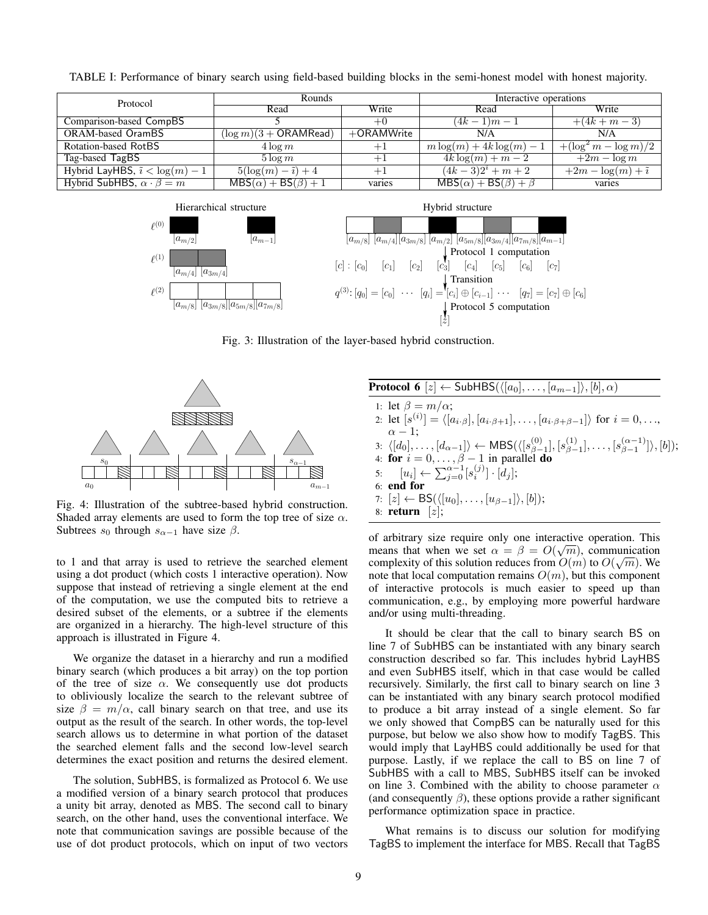TABLE I: Performance of binary search using field-based building blocks in the semi-honest model with honest majority.

| Protocol | Rounds | | Interactive operations | |
|---|---|---|---|---|
| | Read | Write | Read | Write |
| Comparison-based CompBS | 5 | $+0$ | $(4k-1)m-1$ | $+(4k+m-3)$ |
| ORAM-based OramBS | $(\log m)(3+\mathsf{ORAMRead})$ | $+\mathsf{ORAMWrite}$ | N/A | N/A |
| Rotation-based RotBS | $4\log m$ | $+1$ | $m\log(m)+4k\log(m)-1$ | $+(\log^2 m - \log m)/2$ |
| Tag-based TagBS | $5\log m$ | $+1$ | $4k\log(m)+m-2$ | $+2m-\log m$ |
| Hybrid LayHBS, $\tilde{\imath} < \log(m)-1$ | $5(\log(m)-\tilde{\imath})+4$ | $+1$ | $(4k-3)2^{\tilde{\imath}}+m+2$ | $+2m-\log(m)+\tilde{\imath}$ |
| Hybrid SubHBS, $\alpha\cdot\beta=m$ | $\mathsf{MBS}(\alpha)+\mathsf{BS}(\beta)+1$ | varies | $\mathsf{MBS}(\alpha)+\mathsf{BS}(\beta)+\beta$ | varies |

Fig. 3: Illustration of the layer-based hybrid construction.

Fig. 4: Illustration of the subtree-based hybrid construction. Shaded array elements are used to form the top tree of size $\alpha$. Subtrees $s_0$ through $s_{\alpha-1}$ have size $\beta$.

to 1 and that array is used to retrieve the searched element using a dot product (which costs 1 interactive operation). Now suppose that instead of retrieving a single element at the end of the computation, we use the computed bits to retrieve a desired subset of the elements, or a subtree if the elements are organized in a hierarchy. The high-level structure of this approach is illustrated in Figure 4.

We organize the dataset in a hierarchy and run a modified binary search (which produces a bit array) on the top portion of the tree of size $\alpha$. We consequently use dot products to obliviously localize the search to the relevant subtree of size $\beta = m/\alpha$, call binary search on that tree, and use its output as the result of the search. In other words, the top-level search allows us to determine in what portion of the dataset the searched element falls and the second low-level search determines the exact position and returns the desired element.

The solution, SubHBS, is formalized as Protocol 6. We use a modified version of a binary search protocol that produces a unity bit array, denoted as MBS. The second call to binary search, on the other hand, uses the conventional interface. We note that communication savings are possible because of the use of dot product protocols, which on input of two vectors

**Protocol 6** $[z] \leftarrow \mathsf{SubHBS}(\langle [a_0], \ldots, [a_{m-1}]\rangle, [b], \alpha)$

1: let $\beta = m/\alpha$;
2: let $[s^{(i)}] = \langle [a_{i\cdot\beta}], [a_{i\cdot\beta+1}], \ldots, [a_{i\cdot\beta+\beta-1}]\rangle$ for $i = 0, \ldots, \alpha-1$;
3: $\langle [d_0], \ldots, [d_{\alpha-1}]\rangle \leftarrow \mathsf{MBS}(\langle [s^{(0)}_{\beta-1}], [s^{(1)}_{\beta-1}], \ldots, [s^{(\alpha-1)}_{\beta-1}]\rangle, [b])$;
4: **for** $i = 0, \ldots, \beta-1$ in parallel **do**
5: $\quad [u_i] \leftarrow \sum_{j=0}^{\alpha-1} [s^{(j)}_i] \cdot [d_j]$;
6: **end for**
7: $[z] \leftarrow \mathsf{BS}(\langle [u_0], \ldots, [u_{\beta-1}]\rangle, [b])$;
8: **return** $[z]$;

of arbitrary size require only one interactive operation. This means that when we set $\alpha = \beta = O(\sqrt{m})$, communication complexity of this solution reduces from $O(m)$ to $O(\sqrt{m})$. We note that local computation remains $O(m)$, but this component of interactive protocols is much easier to speed up than communication, e.g., by employing more powerful hardware and/or using multi-threading.

It should be clear that the call to binary search BS on line 7 of SubHBS can be instantiated with any binary search construction described so far. This includes hybrid LayHBS and even SubHBS itself, which in that case would be called recursively. Similarly, the first call to binary search on line 3 can be instantiated with any binary search protocol modified to produce a bit array instead of a single element. So far we only showed that CompBS can be naturally used for this purpose, but below we also show how to modify TagBS. This would imply that LayHBS could additionally be used for that purpose. Lastly, if we replace the call to BS on line 7 of SubHBS with a call to MBS, SubHBS itself can be invoked on line 3. Combined with the ability to choose parameter $\alpha$ (and consequently $\beta$), these options provide a rather significant performance optimization space in practice.

What remains is to discuss our solution for modifying TagBS to implement the interface for MBS. Recall that TagBS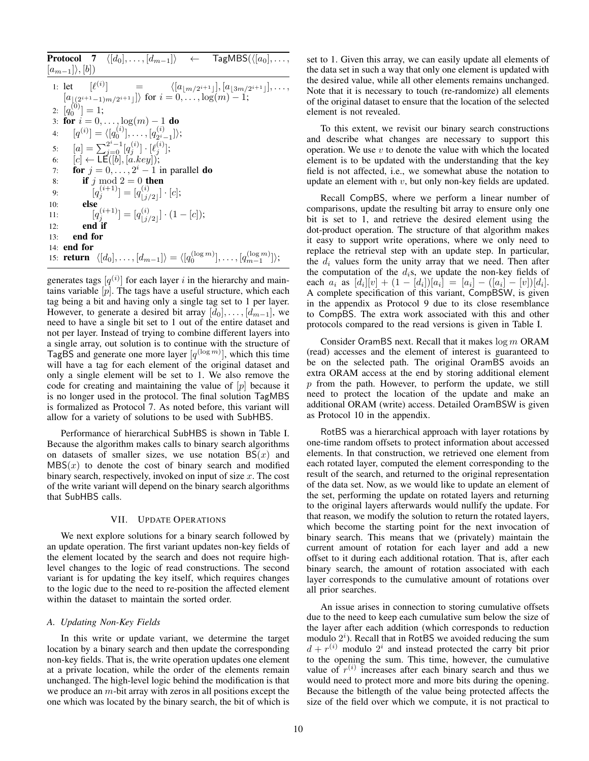**Protocol 7** $\langle [d_0], \ldots, [d_{m-1}] \rangle \leftarrow \mathsf{TagMBS}(\langle [a_0], \ldots, [a_{m-1}] \rangle, [b])$

```
1: let [ℓ^(i)] = ⟨[a_⌊m/2^(i+1)⌋], [a_⌊3m/2^(i+1)⌋], ..., [a_⌊(2^(i+1)−1)m/2^(i+1)⌋]⟩ for i = 0, ..., log(m) − 1;
2: [q_0^(0)] = 1;
3: for i = 0, ..., log(m) − 1 do
4:     [q^(i)] = ⟨[q_0^(i)], ..., [q_(2^i −1)^(i)]⟩;
5:     [a] = Σ_{j=0}^{2^i −1} [q_j^(i)] · [ℓ_j^(i)];
6:     [c] ← LE([b], [a.key]);
7:     for j = 0, ..., 2^i − 1 in parallel do
8:         if j mod 2 = 0 then
9:             [q_j^(i+1)] = [q_⌊j/2⌋^(i)] · [c];
10:        else
11:            [q_j^(i+1)] = [q_⌊j/2⌋^(i)] · (1 − [c]);
12:        end if
13:    end for
14: end for
15: return ⟨[d_0], ..., [d_(m−1)]⟩ = ⟨[q_0^(log m)], ..., [q_(m−1)^(log m)]⟩;
```

generates tags $[q^{(i)}]$ for each layer $i$ in the hierarchy and maintains variable $[p]$. The tags have a useful structure, which each tag being a bit and having only a single tag set to 1 per layer. However, to generate a desired bit array $[d_0], \ldots, [d_{m-1}]$, we need to have a single bit set to 1 out of the entire dataset and not per layer. Instead of trying to combine different layers into a single array, out solution is to continue with the structure of TagBS and generate one more layer $[q^{(\log m)}]$, which this time will have a tag for each element of the original dataset and only a single element will be set to 1. We also remove the code for creating and maintaining the value of $[p]$ because it is no longer used in the protocol. The final solution TagMBS is formalized as Protocol 7. As noted before, this variant will allow for a variety of solutions to be used with SubHBS.

Performance of hierarchical SubHBS is shown in Table I. Because the algorithm makes calls to binary search algorithms on datasets of smaller sizes, we use notation $\mathsf{BS}(x)$ and $\mathsf{MBS}(x)$ to denote the cost of binary search and modified binary search, respectively, invoked on input of size $x$. The cost of the write variant will depend on the binary search algorithms that SubHBS calls.

## VII. Update Operations

We next explore solutions for a binary search followed by an update operation. The first variant updates non-key fields of the element located by the search and does not require high-level changes to the logic of read constructions. The second variant is for updating the key itself, which requires changes to the logic due to the need to re-position the affected element within the dataset to maintain the sorted order.

### A. Updating Non-Key Fields

In this write or update variant, we determine the target location by a binary search and then update the corresponding non-key fields. That is, the write operation updates one element at a private location, while the order of the elements remain unchanged. The high-level logic behind the modification is that we produce an $m$-bit array with zeros in all positions except the one which was located by the binary search, the bit of which is set to 1. Given this array, we can easily update all elements of the data set in such a way that only one element is updated with the desired value, while all other elements remains unchanged. Note that it is necessary to touch (re-randomize) all elements of the original dataset to ensure that the location of the selected element is not revealed.

To this extent, we revisit our binary search constructions and describe what changes are necessary to support this operation. We use $v$ to denote the value with which the located element is to be updated with the understanding that the key field is not affected, i.e., we somewhat abuse the notation to update an element with $v$, but only non-key fields are updated.

Recall CompBS, where we perform a linear number of comparisons, update the resulting bit array to ensure only one bit is set to 1, and retrieve the desired element using the dot-product operation. The structure of that algorithm makes it easy to support write operations, where we only need to replace the retrieval step with an update step. In particular, the $d_i$ values form the unity array that we need. Then after the computation of the $d_i$s, we update the non-key fields of each $a_i$ as $[d_i][v] + (1 - [d_i])[a_i] = [a_i] - ([a_i] - [v])[d_i]$. A complete specification of this variant, CompBSW, is given in the appendix as Protocol 9 due to its close resemblance to CompBS. The extra work associated with this and other protocols compared to the read versions is given in Table I.

Consider OramBS next. Recall that it makes $\log m$ ORAM (read) accesses and the element of interest is guaranteed to be on the selected path. The original OramBS avoids an extra ORAM access at the end by storing additional element $p$ from the path. However, to perform the update, we still need to protect the location of the update and make an additional ORAM (write) access. Detailed OramBSW is given as Protocol 10 in the appendix.

RotBS was a hierarchical approach with layer rotations by one-time random offsets to protect information about accessed elements. In that construction, we retrieved one element from each rotated layer, computed the element corresponding to the result of the search, and returned to the original representation of the data set. Now, as we would like to update an element of the set, performing the update on rotated layers and returning to the original layers afterwards would nullify the update. For that reason, we modify the solution to return the rotated layers, which become the starting point for the next invocation of binary search. This means that we (privately) maintain the current amount of rotation for each layer and add a new offset to it during each additional rotation. That is, after each binary search, the amount of rotation associated with each layer corresponds to the cumulative amount of rotations over all prior searches.

An issue arises in connection to storing cumulative offsets due to the need to keep each cumulative sum below the size of the layer after each addition (which corresponds to reduction modulo $2^i$). Recall that in RotBS we avoided reducing the sum $d + r^{(i)}$ modulo $2^i$ and instead protected the carry bit prior to the opening the sum. This time, however, the cumulative value of $r^{(i)}$ increases after each binary search and thus we would need to protect more and more bits during the opening. Because the bitlength of the value being protected affects the size of the field over which we compute, it is not practical to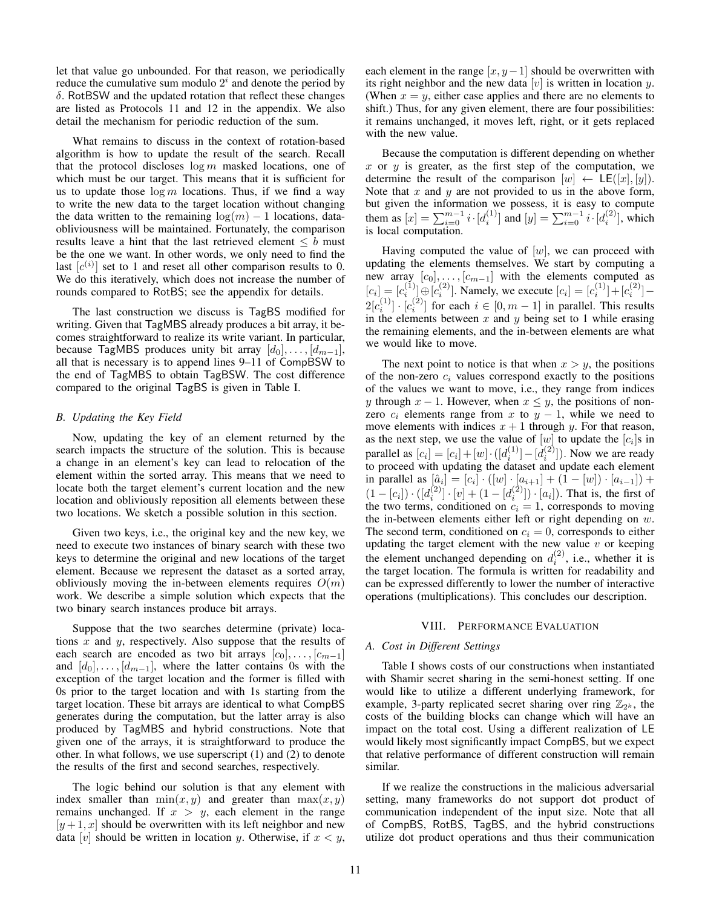let that value go unbounded. For that reason, we periodically reduce the cumulative sum modulo $2^i$ and denote the period by $\delta$. RotBSW and the updated rotation that reflect these changes are listed as Protocols 11 and 12 in the appendix. We also detail the mechanism for periodic reduction of the sum.

What remains to discuss in the context of rotation-based algorithm is how to update the result of the search. Recall that the protocol discloses $\log m$ masked locations, one of which must be our target. This means that it is sufficient for us to update those $\log m$ locations. Thus, if we find a way to write the new data to the target location without changing the data written to the remaining $\log(m) - 1$ locations, data-obliviousness will be maintained. Fortunately, the comparison results leave a hint that the last retrieved element $\leq b$ must be the one we want. In other words, we only need to find the last $[c^{(i)}]$ set to 1 and reset all other comparison results to 0. We do this iteratively, which does not increase the number of rounds compared to RotBS; see the appendix for details.

The last construction we discuss is TagBS modified for writing. Given that TagMBS already produces a bit array, it becomes straightforward to realize its write variant. In particular, because TagMBS produces unity bit array $[d_0], \ldots, [d_{m-1}]$, all that is necessary is to append lines 9–11 of CompBSW to the end of TagMBS to obtain TagBSW. The cost difference compared to the original TagBS is given in Table I.

### B. Updating the Key Field

Now, updating the key of an element returned by the search impacts the structure of the solution. This is because a change in an element's key can lead to relocation of the element within the sorted array. This means that we need to locate both the target element's current location and the new location and obliviously reposition all elements between these two locations. We sketch a possible solution in this section.

Given two keys, i.e., the original key and the new key, we need to execute two instances of binary search with these two keys to determine the original and new locations of the target element. Because we represent the dataset as a sorted array, obliviously moving the in-between elements requires $O(m)$ work. We describe a simple solution which expects that the two binary search instances produce bit arrays.

Suppose that the two searches determine (private) locations $x$ and $y$, respectively. Also suppose that the results of each search are encoded as two bit arrays $[c_0], \ldots, [c_{m-1}]$ and $[d_0], \ldots, [d_{m-1}]$, where the latter contains 0s with the exception of the target location and the former is filled with 0s prior to the target location and with 1s starting from the target location. These bit arrays are identical to what CompBS generates during the computation, but the latter array is also produced by TagMBS and hybrid constructions. Note that given one of the arrays, it is straightforward to produce the other. In what follows, we use superscript (1) and (2) to denote the results of the first and second searches, respectively.

The logic behind our solution is that any element with index smaller than $\min(x, y)$ and greater than $\max(x, y)$ remains unchanged. If $x > y$, each element in the range $[y+1, x]$ should be overwritten with its left neighbor and new data $[v]$ should be written in location $y$. Otherwise, if $x < y$, each element in the range $[x, y-1]$ should be overwritten with its right neighbor and the new data $[v]$ is written in location $y$. (When $x = y$, either case applies and there are no elements to shift.) Thus, for any given element, there are four possibilities: it remains unchanged, it moves left, right, or it gets replaced with the new value.

Because the computation is different depending on whether $x$ or $y$ is greater, as the first step of the computation, we determine the result of the comparison $[w] \leftarrow \mathsf{LE}([x], [y])$. Note that $x$ and $y$ are not provided to us in the above form, but given the information we possess, it is easy to compute them as $[x] = \sum_{i=0}^{m-1} i \cdot [d_i^{(1)}]$ and $[y] = \sum_{i=0}^{m-1} i \cdot [d_i^{(2)}]$, which is local computation.

Having computed the value of $[w]$, we can proceed with updating the elements themselves. We start by computing a new array $[c_0], \ldots, [c_{m-1}]$ with the elements computed as $[c_i] = [c_i^{(1)}] \oplus [c_i^{(2)}]$. Namely, we execute $[c_i] = [c_i^{(1)}] + [c_i^{(2)}] - 2[c_i^{(1)}] \cdot [c_i^{(2)}]$ for each $i \in [0, m-1]$ in parallel. This results in the elements between $x$ and $y$ being set to 1 while erasing the remaining elements, and the in-between elements are what we would like to move.

The next point to notice is that when $x > y$, the positions of the non-zero $c_i$ values correspond exactly to the positions of the values we want to move, i.e., they range from indices $y$ through $x - 1$. However, when $x \leq y$, the positions of non-zero $c_i$ elements range from $x$ to $y - 1$, while we need to move elements with indices $x + 1$ through $y$. For that reason, as the next step, we use the value of $[w]$ to update the $[c_i]$s in parallel as $[c_i] = [c_i] + [w] \cdot ([d_i^{(1)}] - [d_i^{(2)}])$. Now we are ready to proceed with updating the dataset and update each element in parallel as $[\hat{a}_i] = [c_i] \cdot ([w] \cdot [a_{i+1}] + (1 - [w]) \cdot [a_{i-1}]) + (1 - [c_i]) \cdot ([d_i^{(2)}] \cdot [v] + (1 - [d_i^{(2)}]) \cdot [a_i])$. That is, the first of the two terms, conditioned on $c_i = 1$, corresponds to moving the in-between elements either left or right depending on $w$. The second term, conditioned on $c_i = 0$, corresponds to either updating the target element with the new value $v$ or keeping the element unchanged depending on $d_i^{(2)}$, i.e., whether it is the target location. The formula is written for readability and can be expressed differently to lower the number of interactive operations (multiplications). This concludes our description.

## VIII. Performance Evaluation

### A. Cost in Different Settings

Table I shows costs of our constructions when instantiated with Shamir secret sharing in the semi-honest setting. If one would like to utilize a different underlying framework, for example, 3-party replicated secret sharing over ring $\mathbb{Z}_{2^k}$, the costs of the building blocks can change which will have an impact on the total cost. Using a different realization of LE would likely most significantly impact CompBS, but we expect that relative performance of different construction will remain similar.

If we realize the constructions in the malicious adversarial setting, many frameworks do not support dot product of communication independent of the input size. Note that all of CompBS, RotBS, TagBS, and the hybrid constructions utilize dot product operations and thus their communication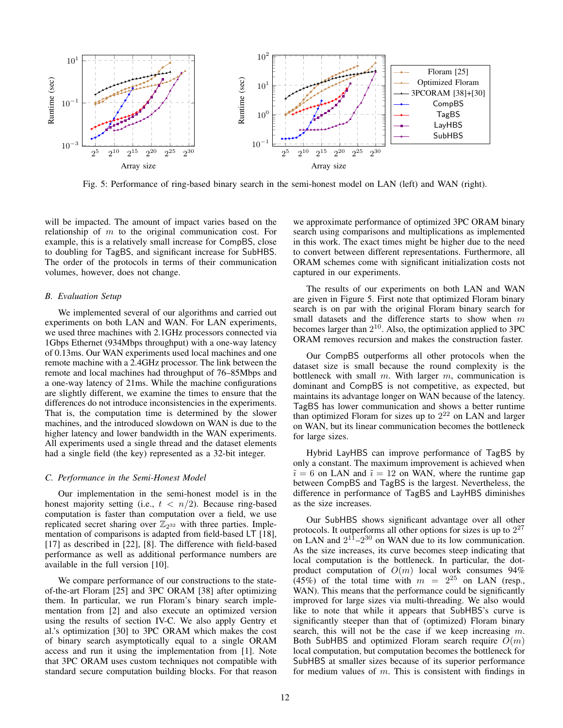Fig. 5: Performance of ring-based binary search in the semi-honest model on LAN (left) and WAN (right).

will be impacted. The amount of impact varies based on the relationship of $m$ to the original communication cost. For example, this is a relatively small increase for CompBS, close to doubling for TagBS, and significant increase for SubHBS. The order of the protocols in terms of their communication volumes, however, does not change.

### *B. Evaluation Setup*

We implemented several of our algorithms and carried out experiments on both LAN and WAN. For LAN experiments, we used three machines with 2.1GHz processors connected via 1Gbps Ethernet (934Mbps throughput) with a one-way latency of 0.13ms. Our WAN experiments used local machines and one remote machine with a 2.4GHz processor. The link between the remote and local machines had throughput of 76–85Mbps and a one-way latency of 21ms. While the machine configurations are slightly different, we examine the times to ensure that the differences do not introduce inconsistencies in the experiments. That is, the computation time is determined by the slower machines, and the introduced slowdown on WAN is due to the higher latency and lower bandwidth in the WAN experiments. All experiments used a single thread and the dataset elements had a single field (the key) represented as a 32-bit integer.

### *C. Performance in the Semi-Honest Model*

Our implementation in the semi-honest model is in the honest majority setting (i.e., $t < n/2$). Because ring-based computation is faster than computation over a field, we use replicated secret sharing over $\mathbb{Z}_{2^{32}}$ with three parties. Implementation of comparisons is adapted from field-based LT [18], [17] as described in [22], [8]. The difference with field-based performance as well as additional performance numbers are available in the full version [10].

We compare performance of our constructions to the state-of-the-art Floram [25] and 3PC ORAM [38] after optimizing them. In particular, we run Floram's binary search implementation from [2] and also execute an optimized version using the results of section IV-C. We also apply Gentry et al.'s optimization [30] to 3PC ORAM which makes the cost of binary search asymptotically equal to a single ORAM access and run it using the implementation from [1]. Note that 3PC ORAM uses custom techniques not compatible with standard secure computation building blocks. For that reason we approximate performance of optimized 3PC ORAM binary search using comparisons and multiplications as implemented in this work. The exact times might be higher due to the need to convert between different representations. Furthermore, all ORAM schemes come with significant initialization costs not captured in our experiments.

The results of our experiments on both LAN and WAN are given in Figure 5. First note that optimized Floram binary search is on par with the original Floram binary search for small datasets and the difference starts to show when $m$ becomes larger than $2^{10}$. Also, the optimization applied to 3PC ORAM removes recursion and makes the construction faster.

Our CompBS outperforms all other protocols when the dataset size is small because the round complexity is the bottleneck with small $m$. With larger $m$, communication is dominant and CompBS is not competitive, as expected, but maintains its advantage longer on WAN because of the latency. TagBS has lower communication and shows a better runtime than optimized Floram for sizes up to $2^{22}$ on LAN and larger on WAN, but its linear communication becomes the bottleneck for large sizes.

Hybrid LayHBS can improve performance of TagBS by only a constant. The maximum improvement is achieved when $\tilde{\imath} = 6$ on LAN and $\tilde{\imath} = 12$ on WAN, where the runtime gap between CompBS and TagBS is the largest. Nevertheless, the difference in performance of TagBS and LayHBS diminishes as the size increases.

Our SubHBS shows significant advantage over all other protocols. It outperforms all other options for sizes is up to $2^{27}$ on LAN and $2^{11}$–$2^{30}$ on WAN due to its low communication. As the size increases, its curve becomes steep indicating that local computation is the bottleneck. In particular, the dot-product computation of $O(m)$ local work consumes 94% (45%) of the total time with $m = 2^{25}$ on LAN (resp., WAN). This means that the performance could be significantly improved for large sizes via multi-threading. We also would like to note that while it appears that SubHBS's curve is significantly steeper than that of (optimized) Floram binary search, this will not be the case if we keep increasing $m$. Both SubHBS and optimized Floram search require $O(m)$ local computation, but computation becomes the bottleneck for SubHBS at smaller sizes because of its superior performance for medium values of $m$. This is consistent with findings in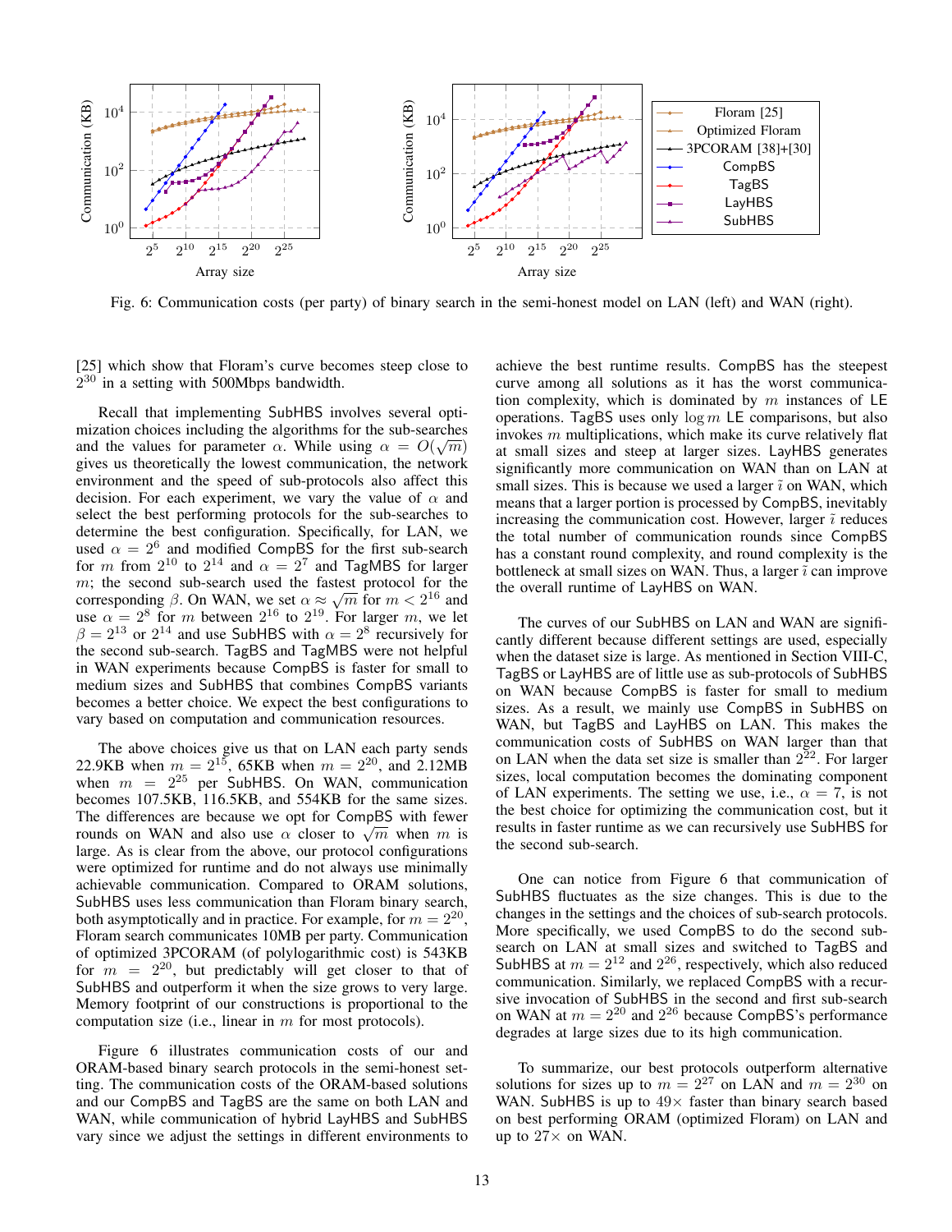Fig. 6: Communication costs (per party) of binary search in the semi-honest model on LAN (left) and WAN (right).

[25] which show that Floram's curve becomes steep close to $2^{30}$ in a setting with 500Mbps bandwidth.

Recall that implementing SubHBS involves several optimization choices including the algorithms for the sub-searches and the values for parameter $\alpha$. While using $\alpha = O(\sqrt{m})$ gives us theoretically the lowest communication, the network environment and the speed of sub-protocols also affect this decision. For each experiment, we vary the value of $\alpha$ and select the best performing protocols for the sub-searches to determine the best configuration. Specifically, for LAN, we used $\alpha = 2^6$ and modified CompBS for the first sub-search for $m$ from $2^{10}$ to $2^{14}$ and $\alpha = 2^7$ and TagMBS for larger $m$; the second sub-search used the fastest protocol for the corresponding $\beta$. On WAN, we set $\alpha \approx \sqrt{m}$ for $m < 2^{16}$ and use $\alpha = 2^8$ for $m$ between $2^{16}$ to $2^{19}$. For larger $m$, we let $\beta = 2^{13}$ or $2^{14}$ and use SubHBS with $\alpha = 2^8$ recursively for the second sub-search. TagBS and TagMBS were not helpful in WAN experiments because CompBS is faster for small to medium sizes and SubHBS that combines CompBS variants becomes a better choice. We expect the best configurations to vary based on computation and communication resources.

The above choices give us that on LAN each party sends 22.9KB when $m = 2^{15}$, 65KB when $m = 2^{20}$, and 2.12MB when $m = 2^{25}$ per SubHBS. On WAN, communication becomes 107.5KB, 116.5KB, and 554KB for the same sizes. The differences are because we opt for CompBS with fewer rounds on WAN and also use $\alpha$ closer to $\sqrt{m}$ when $m$ is large. As is clear from the above, our protocol configurations were optimized for runtime and do not always use minimally achievable communication. Compared to ORAM solutions, SubHBS uses less communication than Floram binary search, both asymptotically and in practice. For example, for $m = 2^{20}$, Floram search communicates 10MB per party. Communication of optimized 3PCORAM (of polylogarithmic cost) is 543KB for $m = 2^{20}$, but predictably will get closer to that of SubHBS and outperform it when the size grows to very large. Memory footprint of our constructions is proportional to the computation size (i.e., linear in $m$ for most protocols).

Figure 6 illustrates communication costs of our and ORAM-based binary search protocols in the semi-honest setting. The communication costs of the ORAM-based solutions and our CompBS and TagBS are the same on both LAN and WAN, while communication of hybrid LayHBS and SubHBS vary since we adjust the settings in different environments to achieve the best runtime results. CompBS has the steepest curve among all solutions as it has the worst communication complexity, which is dominated by $m$ instances of LE operations. TagBS uses only $\log m$ LE comparisons, but also invokes $m$ multiplications, which make its curve relatively flat at small sizes and steep at larger sizes. LayHBS generates significantly more communication on WAN than on LAN at small sizes. This is because we used a larger $\tilde{\imath}$ on WAN, which means that a larger portion is processed by CompBS, inevitably increasing the communication cost. However, larger $\tilde{\imath}$ reduces the total number of communication rounds since CompBS has a constant round complexity, and round complexity is the bottleneck at small sizes on WAN. Thus, a larger $\tilde{\imath}$ can improve the overall runtime of LayHBS on WAN.

The curves of our SubHBS on LAN and WAN are significantly different because different settings are used, especially when the dataset size is large. As mentioned in Section VIII-C, TagBS or LayHBS are of little use as sub-protocols of SubHBS on WAN because CompBS is faster for small to medium sizes. As a result, we mainly use CompBS in SubHBS on WAN, but TagBS and LayHBS on LAN. This makes the communication costs of SubHBS on WAN larger than that on LAN when the data set size is smaller than $2^{22}$. For larger sizes, local computation becomes the dominating component of LAN experiments. The setting we use, i.e., $\alpha = 7$, is not the best choice for optimizing the communication cost, but it results in faster runtime as we can recursively use SubHBS for the second sub-search.

One can notice from Figure 6 that communication of SubHBS fluctuates as the size changes. This is due to the changes in the settings and the choices of sub-search protocols. More specifically, we used CompBS to do the second sub-search on LAN at small sizes and switched to TagBS and SubHBS at $m = 2^{12}$ and $2^{26}$, respectively, which also reduced communication. Similarly, we replaced CompBS with a recursive invocation of SubHBS in the second and first sub-search on WAN at $m = 2^{20}$ and $2^{26}$ because CompBS's performance degrades at large sizes due to its high communication.

To summarize, our best protocols outperform alternative solutions for sizes up to $m = 2^{27}$ on LAN and $m = 2^{30}$ on WAN. SubHBS is up to $49\times$ faster than binary search based on best performing ORAM (optimized Floram) on LAN and up to $27\times$ on WAN.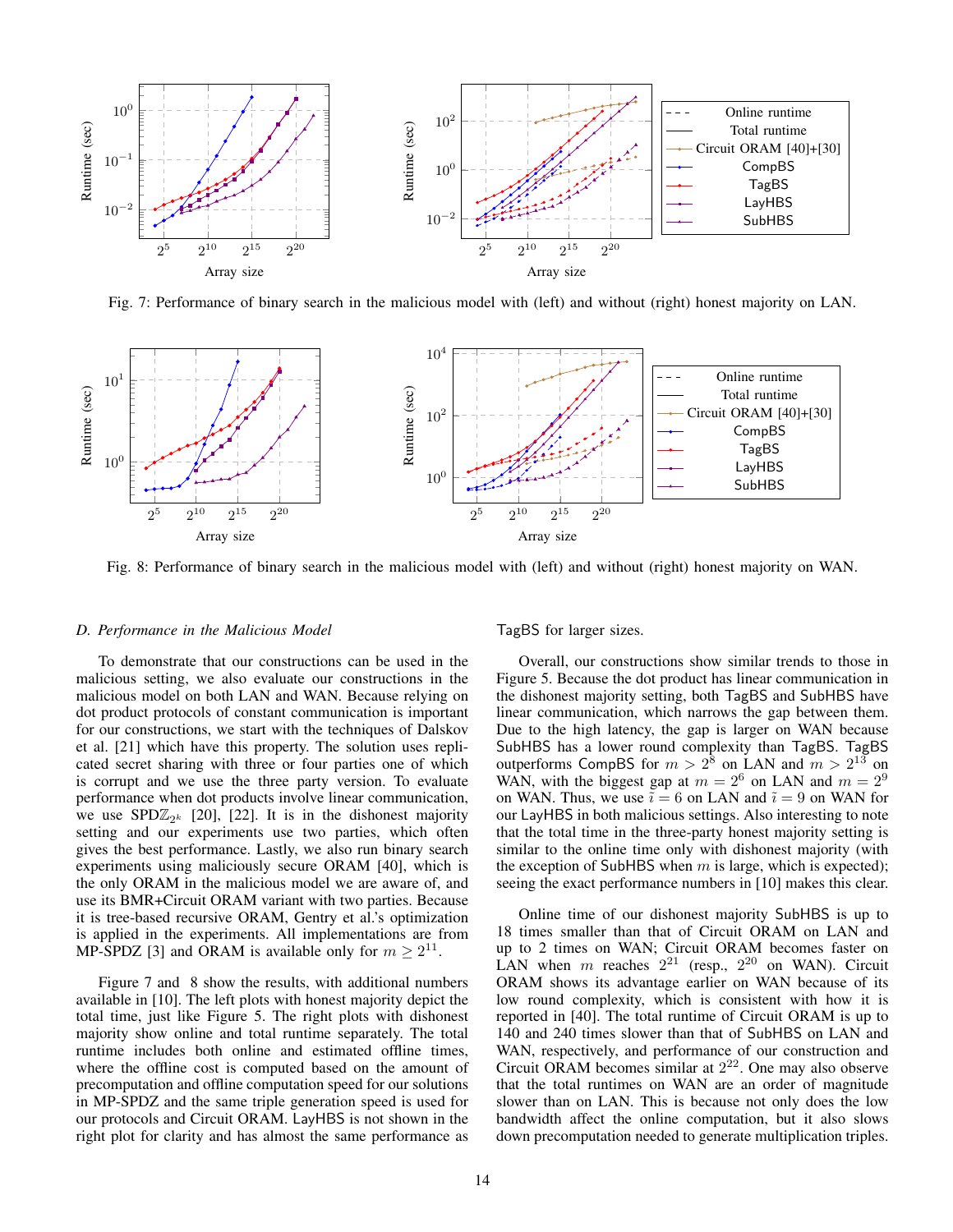Fig. 7: Performance of binary search in the malicious model with (left) and without (right) honest majority on LAN.

Fig. 8: Performance of binary search in the malicious model with (left) and without (right) honest majority on WAN.

### D. Performance in the Malicious Model

To demonstrate that our constructions can be used in the malicious setting, we also evaluate our constructions in the malicious model on both LAN and WAN. Because relying on dot product protocols of constant communication is important for our constructions, we start with the techniques of Dalskov et al. [21] which have this property. The solution uses replicated secret sharing with three or four parties one of which is corrupt and we use the three party version. To evaluate performance when dot products involve linear communication, we use SPD$\mathbb{Z}_{2^k}$ [20], [22]. It is in the dishonest majority setting and our experiments use two parties, which often gives the best performance. Lastly, we also run binary search experiments using maliciously secure ORAM [40], which is the only ORAM in the malicious model we are aware of, and use its BMR+Circuit ORAM variant with two parties. Because it is tree-based recursive ORAM, Gentry et al.'s optimization is applied in the experiments. All implementations are from MP-SPDZ [3] and ORAM is available only for $m \geq 2^{11}$.

Figure 7 and 8 show the results, with additional numbers available in [10]. The left plots with honest majority depict the total time, just like Figure 5. The right plots with dishonest majority show online and total runtime separately. The total runtime includes both online and estimated offline times, where the offline cost is computed based on the amount of precomputation and offline computation speed for our solutions in MP-SPDZ and the same triple generation speed is used for our protocols and Circuit ORAM. LayHBS is not shown in the right plot for clarity and has almost the same performance as TagBS for larger sizes.

Overall, our constructions show similar trends to those in Figure 5. Because the dot product has linear communication in the dishonest majority setting, both TagBS and SubHBS have linear communication, which narrows the gap between them. Due to the high latency, the gap is larger on WAN because SubHBS has a lower round complexity than TagBS. TagBS outperforms CompBS for $m > 2^8$ on LAN and $m > 2^{13}$ on WAN, with the biggest gap at $m = 2^6$ on LAN and $m = 2^9$ on WAN. Thus, we use $\tilde{i} = 6$ on LAN and $\tilde{i} = 9$ on WAN for our LayHBS in both malicious settings. Also interesting to note that the total time in the three-party honest majority setting is similar to the online time only with dishonest majority (with the exception of SubHBS when $m$ is large, which is expected); seeing the exact performance numbers in [10] makes this clear.

Online time of our dishonest majority SubHBS is up to 18 times smaller than that of Circuit ORAM on LAN and up to 2 times on WAN; Circuit ORAM becomes faster on LAN when $m$ reaches $2^{21}$ (resp., $2^{20}$ on WAN). Circuit ORAM shows its advantage earlier on WAN because of its low round complexity, which is consistent with how it is reported in [40]. The total runtime of Circuit ORAM is up to 140 and 240 times slower than that of SubHBS on LAN and WAN, respectively, and performance of our construction and Circuit ORAM becomes similar at $2^{22}$. One may also observe that the total runtimes on WAN are an order of magnitude slower than on LAN. This is because not only does the low bandwidth affect the online computation, but it also slows down precomputation needed to generate multiplication triples.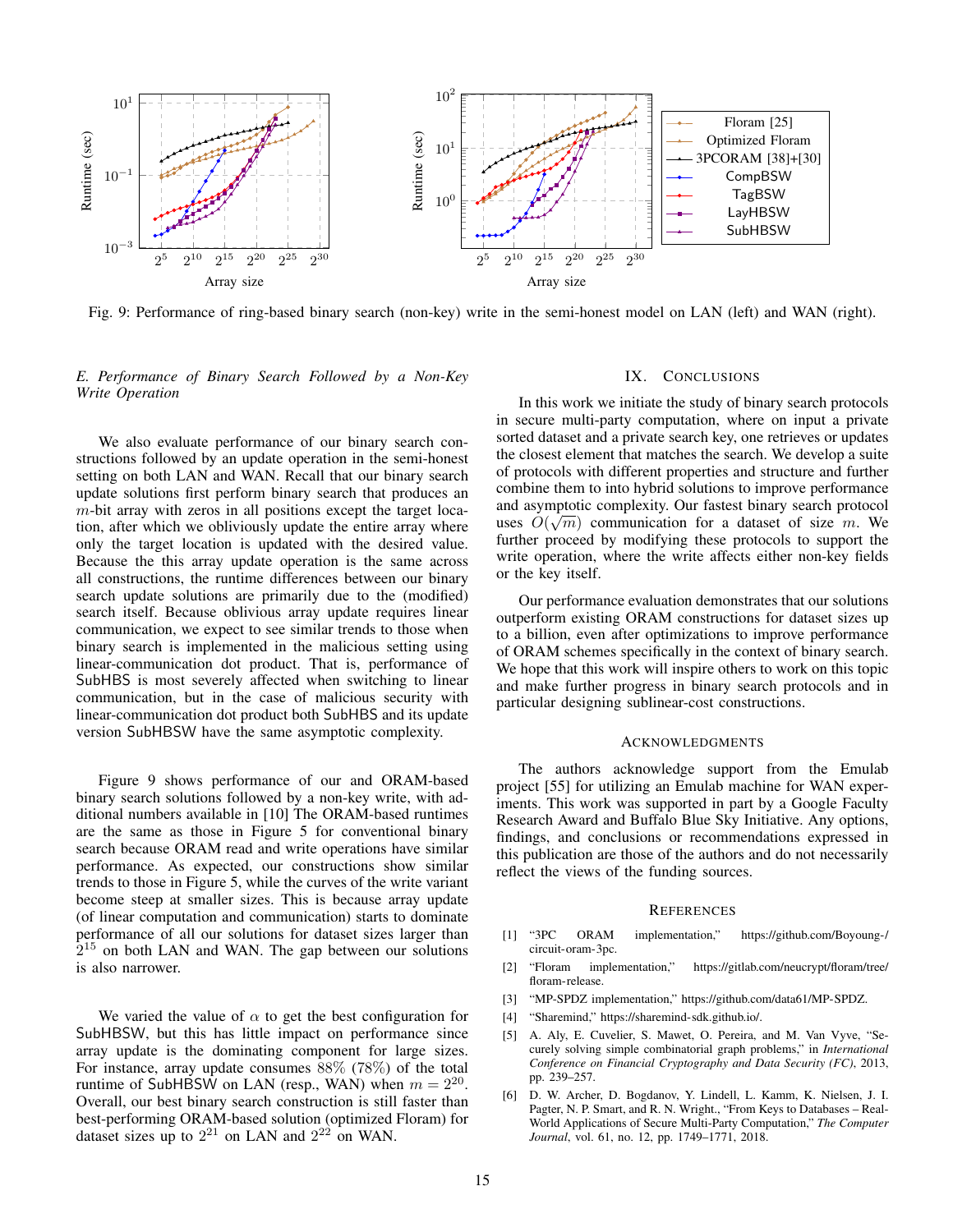Fig. 9: Performance of ring-based binary search (non-key) write in the semi-honest model on LAN (left) and WAN (right).

### *E. Performance of Binary Search Followed by a Non-Key Write Operation*

We also evaluate performance of our binary search constructions followed by an update operation in the semi-honest setting on both LAN and WAN. Recall that our binary search update solutions first perform binary search that produces an $m$-bit array with zeros in all positions except the target location, after which we obliviously update the entire array where only the target location is updated with the desired value. Because the this array update operation is the same across all constructions, the runtime differences between our binary search update solutions are primarily due to the (modified) search itself. Because oblivious array update requires linear communication, we expect to see similar trends to those when binary search is implemented in the malicious setting using linear-communication dot product. That is, performance of SubHBS is most severely affected when switching to linear communication, but in the case of malicious security with linear-communication dot product both SubHBS and its update version SubHBSW have the same asymptotic complexity.

Figure 9 shows performance of our and ORAM-based binary search solutions followed by a non-key write, with additional numbers available in [10] The ORAM-based runtimes are the same as those in Figure 5 for conventional binary search because ORAM read and write operations have similar performance. As expected, our constructions show similar trends to those in Figure 5, while the curves of the write variant become steep at smaller sizes. This is because array update (of linear computation and communication) starts to dominate performance of all our solutions for dataset sizes larger than $2^{15}$ on both LAN and WAN. The gap between our solutions is also narrower.

We varied the value of $\alpha$ to get the best configuration for SubHBSW, but this has little impact on performance since array update is the dominating component for large sizes. For instance, array update consumes $88\%$ ($78\%$) of the total runtime of SubHBSW on LAN (resp., WAN) when $m = 2^{20}$. Overall, our best binary search construction is still faster than best-performing ORAM-based solution (optimized Floram) for dataset sizes up to $2^{21}$ on LAN and $2^{22}$ on WAN.

## IX. Conclusions

In this work we initiate the study of binary search protocols in secure multi-party computation, where on input a private sorted dataset and a private search key, one retrieves or updates the closest element that matches the search. We develop a suite of protocols with different properties and structure and further combine them to into hybrid solutions to improve performance and asymptotic complexity. Our fastest binary search protocol uses $O(\sqrt{m})$ communication for a dataset of size $m$. We further proceed by modifying these protocols to support the write operation, where the write affects either non-key fields or the key itself.

Our performance evaluation demonstrates that our solutions outperform existing ORAM constructions for dataset sizes up to a billion, even after optimizations to improve performance of ORAM schemes specifically in the context of binary search. We hope that this work will inspire others to work on this topic and make further progress in binary search protocols and in particular designing sublinear-cost constructions.

## Acknowledgments

The authors acknowledge support from the Emulab project [55] for utilizing an Emulab machine for WAN experiments. This work was supported in part by a Google Faculty Research Award and Buffalo Blue Sky Initiative. Any options, findings, and conclusions or recommendations expressed in this publication are those of the authors and do not necessarily reflect the views of the funding sources.

## References

[1] "3PC ORAM implementation," https://github.com/Boyoung-/circuit-oram-3pc.

[2] "Floram implementation," https://gitlab.com/neucrypt/floram/tree/floram-release.

[3] "MP-SPDZ implementation," https://github.com/data61/MP-SPDZ.

[4] "Sharemind," https://sharemind-sdk.github.io/.

[5] A. Aly, E. Cuvelier, S. Mawet, O. Pereira, and M. Van Vyve, "Securely solving simple combinatorial graph problems," in *International Conference on Financial Cryptography and Data Security (FC)*, 2013, pp. 239–257.

[6] D. W. Archer, D. Bogdanov, Y. Lindell, L. Kamm, K. Nielsen, J. I. Pagter, N. P. Smart, and R. N. Wright., "From Keys to Databases – Real-World Applications of Secure Multi-Party Computation," *The Computer Journal*, vol. 61, no. 12, pp. 1749–1771, 2018.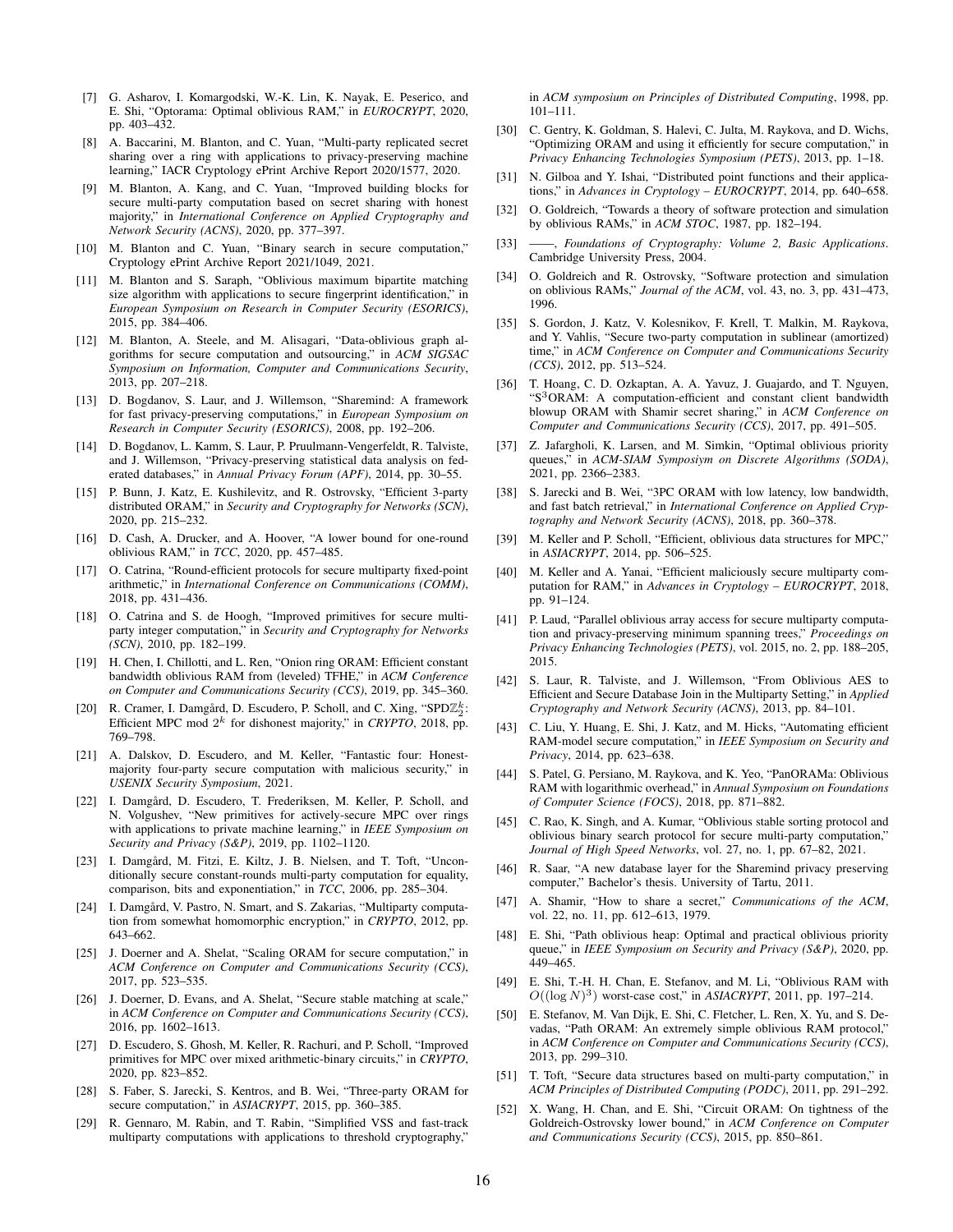[7] G. Asharov, I. Komargodski, W.-K. Lin, K. Nayak, E. Peserico, and E. Shi, "Optorama: Optimal oblivious RAM," in *EUROCRYPT*, 2020, pp. 403–432.

[8] A. Baccarini, M. Blanton, and C. Yuan, "Multi-party replicated secret sharing over a ring with applications to privacy-preserving machine learning," IACR Cryptology ePrint Archive Report 2020/1577, 2020.

[9] M. Blanton, A. Kang, and C. Yuan, "Improved building blocks for secure multi-party computation based on secret sharing with honest majority," in *International Conference on Applied Cryptography and Network Security (ACNS)*, 2020, pp. 377–397.

[10] M. Blanton and C. Yuan, "Binary search in secure computation," Cryptology ePrint Archive Report 2021/1049, 2021.

[11] M. Blanton and S. Saraph, "Oblivious maximum bipartite matching size algorithm with applications to secure fingerprint identification," in *European Symposium on Research in Computer Security (ESORICS)*, 2015, pp. 384–406.

[12] M. Blanton, A. Steele, and M. Alisagari, "Data-oblivious graph algorithms for secure computation and outsourcing," in *ACM SIGSAC Symposium on Information, Computer and Communications Security*, 2013, pp. 207–218.

[13] D. Bogdanov, S. Laur, and J. Willemson, "Sharemind: A framework for fast privacy-preserving computations," in *European Symposium on Research in Computer Security (ESORICS)*, 2008, pp. 192–206.

[14] D. Bogdanov, L. Kamm, S. Laur, P. Pruulmann-Vengerfeldt, R. Talviste, and J. Willemson, "Privacy-preserving statistical data analysis on federated databases," in *Annual Privacy Forum (APF)*, 2014, pp. 30–55.

[15] P. Bunn, J. Katz, E. Kushilevitz, and R. Ostrovsky, "Efficient 3-party distributed ORAM," in *Security and Cryptography for Networks (SCN)*, 2020, pp. 215–232.

[16] D. Cash, A. Drucker, and A. Hoover, "A lower bound for one-round oblivious RAM," in *TCC*, 2020, pp. 457–485.

[17] O. Catrina, "Round-efficient protocols for secure multiparty fixed-point arithmetic," in *International Conference on Communications (COMM)*, 2018, pp. 431–436.

[18] O. Catrina and S. de Hoogh, "Improved primitives for secure multiparty integer computation," in *Security and Cryptography for Networks (SCN)*, 2010, pp. 182–199.

[19] H. Chen, I. Chillotti, and L. Ren, "Onion ring ORAM: Efficient constant bandwidth oblivious RAM from (leveled) TFHE," in *ACM Conference on Computer and Communications Security (CCS)*, 2019, pp. 345–360.

[20] R. Cramer, I. Damgård, D. Escudero, P. Scholl, and C. Xing, "SPD$\mathbb{Z}_{2^k}$: Efficient MPC mod $2^k$ for dishonest majority," in *CRYPTO*, 2018, pp. 769–798.

[21] A. Dalskov, D. Escudero, and M. Keller, "Fantastic four: Honest-majority four-party secure computation with malicious security," in *USENIX Security Symposium*, 2021.

[22] I. Damgård, D. Escudero, T. Frederiksen, M. Keller, P. Scholl, and N. Volgushev, "New primitives for actively-secure MPC over rings with applications to private machine learning," in *IEEE Symposium on Security and Privacy (S&P)*, 2019, pp. 1102–1120.

[23] I. Damgård, M. Fitzi, E. Kiltz, J. B. Nielsen, and T. Toft, "Unconditionally secure constant-rounds multi-party computation for equality, comparison, bits and exponentiation," in *TCC*, 2006, pp. 285–304.

[24] I. Damgård, V. Pastro, N. Smart, and S. Zakarias, "Multiparty computation from somewhat homomorphic encryption," in *CRYPTO*, 2012, pp. 643–662.

[25] J. Doerner and A. Shelat, "Scaling ORAM for secure computation," in *ACM Conference on Computer and Communications Security (CCS)*, 2017, pp. 523–535.

[26] J. Doerner, D. Evans, and A. Shelat, "Secure stable matching at scale," in *ACM Conference on Computer and Communications Security (CCS)*, 2016, pp. 1602–1613.

[27] D. Escudero, S. Ghosh, M. Keller, R. Rachuri, and P. Scholl, "Improved primitives for MPC over mixed arithmetic-binary circuits," in *CRYPTO*, 2020, pp. 823–852.

[28] S. Faber, S. Jarecki, S. Kentros, and B. Wei, "Three-party ORAM for secure computation," in *ASIACRYPT*, 2015, pp. 360–385.

[29] R. Gennaro, M. Rabin, and T. Rabin, "Simplified VSS and fast-track multiparty computations with applications to threshold cryptography," in *ACM symposium on Principles of Distributed Computing*, 1998, pp. 101–111.

[30] C. Gentry, K. Goldman, S. Halevi, C. Julta, M. Raykova, and D. Wichs, "Optimizing ORAM and using it efficiently for secure computation," in *Privacy Enhancing Technologies Symposium (PETS)*, 2013, pp. 1–18.

[31] N. Gilboa and Y. Ishai, "Distributed point functions and their applications," in *Advances in Cryptology – EUROCRYPT*, 2014, pp. 640–658.

[32] O. Goldreich, "Towards a theory of software protection and simulation by oblivious RAMs," in *ACM STOC*, 1987, pp. 182–194.

[33] ——, *Foundations of Cryptography: Volume 2, Basic Applications*. Cambridge University Press, 2004.

[34] O. Goldreich and R. Ostrovsky, "Software protection and simulation on oblivious RAMs," *Journal of the ACM*, vol. 43, no. 3, pp. 431–473, 1996.

[35] S. Gordon, J. Katz, V. Kolesnikov, F. Krell, T. Malkin, M. Raykova, and Y. Vahlis, "Secure two-party computation in sublinear (amortized) time," in *ACM Conference on Computer and Communications Security (CCS)*, 2012, pp. 513–524.

[36] T. Hoang, C. D. Ozkaptan, A. A. Yavuz, J. Guajardo, and T. Nguyen, "S$^3$ORAM: A computation-efficient and constant client bandwidth blowup ORAM with Shamir secret sharing," in *ACM Conference on Computer and Communications Security (CCS)*, 2017, pp. 491–505.

[37] Z. Jafargholi, K. Larsen, and M. Simkin, "Optimal oblivious priority queues," in *ACM-SIAM Symposiym on Discrete Algorithms (SODA)*, 2021, pp. 2366–2383.

[38] S. Jarecki and B. Wei, "3PC ORAM with low latency, low bandwidth, and fast batch retrieval," in *International Conference on Applied Cryptography and Network Security (ACNS)*, 2018, pp. 360–378.

[39] M. Keller and P. Scholl, "Efficient, oblivious data structures for MPC," in *ASIACRYPT*, 2014, pp. 506–525.

[40] M. Keller and A. Yanai, "Efficient maliciously secure multiparty computation for RAM," in *Advances in Cryptology – EUROCRYPT*, 2018, pp. 91–124.

[41] P. Laud, "Parallel oblivious array access for secure multiparty computation and privacy-preserving minimum spanning trees," *Proceedings on Privacy Enhancing Technologies (PETS)*, vol. 2015, no. 2, pp. 188–205, 2015.

[42] S. Laur, R. Talviste, and J. Willemson, "From Oblivious AES to Efficient and Secure Database Join in the Multiparty Setting," in *Applied Cryptography and Network Security (ACNS)*, 2013, pp. 84–101.

[43] C. Liu, Y. Huang, E. Shi, J. Katz, and M. Hicks, "Automating efficient RAM-model secure computation," in *IEEE Symposium on Security and Privacy*, 2014, pp. 623–638.

[44] S. Patel, G. Persiano, M. Raykova, and K. Yeo, "PanORAMa: Oblivious RAM with logarithmic overhead," in *Annual Symposium on Foundations of Computer Science (FOCS)*, 2018, pp. 871–882.

[45] C. Rao, K. Singh, and A. Kumar, "Oblivious stable sorting protocol and oblivious binary search protocol for secure multi-party computation," *Journal of High Speed Networks*, vol. 27, no. 1, pp. 67–82, 2021.

[46] R. Saar, "A new database layer for the Sharemind privacy preserving computer," Bachelor's thesis. University of Tartu, 2011.

[47] A. Shamir, "How to share a secret," *Communications of the ACM*, vol. 22, no. 11, pp. 612–613, 1979.

[48] E. Shi, "Path oblivious heap: Optimal and practical oblivious priority queue," in *IEEE Symposium on Security and Privacy (S&P)*, 2020, pp. 449–465.

[49] E. Shi, T.-H. H. Chan, E. Stefanov, and M. Li, "Oblivious RAM with $O((\log N)^3)$ worst-case cost," in *ASIACRYPT*, 2011, pp. 197–214.

[50] E. Stefanov, M. Van Dijk, E. Shi, C. Fletcher, L. Ren, X. Yu, and S. Devadas, "Path ORAM: An extremely simple oblivious RAM protocol," in *ACM Conference on Computer and Communications Security (CCS)*, 2013, pp. 299–310.

[51] T. Toft, "Secure data structures based on multi-party computation," in *ACM Principles of Distributed Computing (PODC)*, 2011, pp. 291–292.

[52] X. Wang, H. Chan, and E. Shi, "Circuit ORAM: On tightness of the Goldreich-Ostrovsky lower bound," in *ACM Conference on Computer and Communications Security (CCS)*, 2015, pp. 850–861.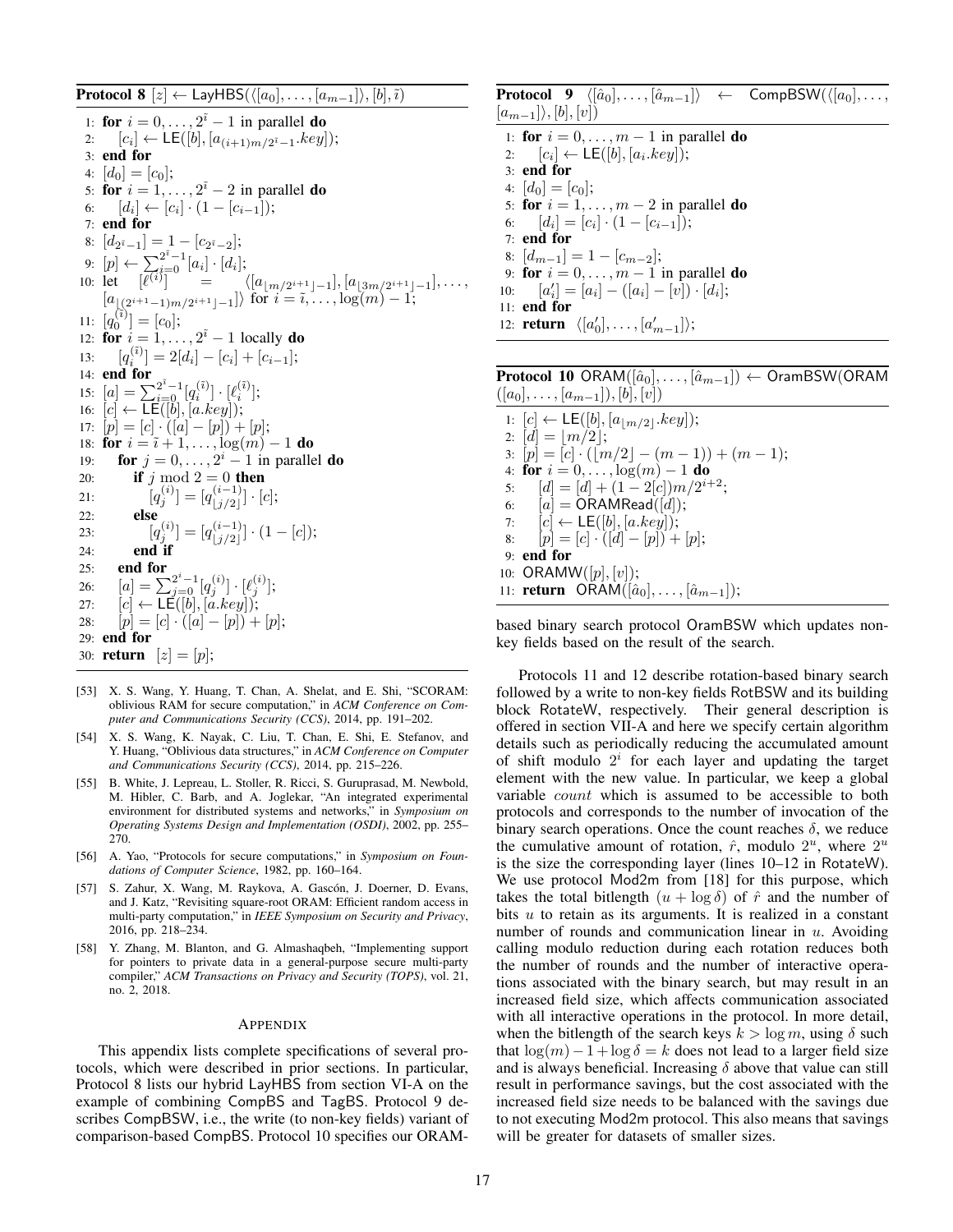**Protocol 8** $[z] \leftarrow \mathsf{LayHBS}(\langle [a_0], \ldots, [a_{m-1}] \rangle, [b], \tilde{i})$

```
1: for i = 0, ..., 2^ĩ − 1 in parallel do
2:     [c_i] ← LE([b], [a_{(i+1)m/2^ĩ −1}.key]);
3: end for
4: [d_0] = [c_0];
5: for i = 1, ..., 2^ĩ − 2 in parallel do
6:     [d_i] ← [c_i] · (1 − [c_{i−1}]);
7: end for
8: [d_{2^ĩ −1}] = 1 − [c_{2^ĩ −2}];
9: [p] ← Σ_{i=0}^{2^ĩ −1} [a_i] · [d_i];
10: let [ℓ^(i)] = ⟨[a_{⌊m/2^{i+1}⌋−1}], [a_{⌊3m/2^{i+1}⌋−1}], ...,
    [a_{⌊(2^{i+1}−1)m/2^{i+1}⌋−1}]⟩ for i = ĩ, ..., log(m) − 1;
11: [q_0^(ĩ)] = [c_0];
12: for i = 1, ..., 2^ĩ − 1 locally do
13:     [q_i^(ĩ)] = 2[d_i] − [c_i] + [c_{i−1}];
14: end for
15: [a] = Σ_{i=0}^{2^ĩ −1} [q_i^(ĩ)] · [ℓ_i^(ĩ)];
16: [c] ← LE([b], [a.key]);
17: [p] = [c] · ([a] − [p]) + [p];
18: for i = ĩ + 1, ..., log(m) − 1 do
19:     for j = 0, ..., 2^i − 1 in parallel do
20:         if j mod 2 = 0 then
21:             [q_j^(i)] = [q_{⌊j/2⌋}^(i−1)] · [c];
22:         else
23:             [q_j^(i)] = [q_{⌊j/2⌋}^(i−1)] · (1 − [c]);
24:         end if
25:     end for
26:     [a] = Σ_{j=0}^{2^i −1} [q_j^(i)] · [ℓ_j^(i)];
27:     [c] ← LE([b], [a.key]);
28:     [p] = [c] · ([a] − [p]) + [p];
29: end for
30: return [z] = [p];
```

**Protocol 9** $\langle [\hat{a}_0], \ldots, [\hat{a}_{m-1}] \rangle \leftarrow \mathsf{CompBSW}(\langle [a_0], \ldots, [a_{m-1}] \rangle, [b], [v])$

```
1: for i = 0, ..., m − 1 in parallel do
2:     [c_i] ← LE([b], [a_i.key]);
3: end for
4: [d_0] = [c_0];
5: for i = 1, ..., m − 2 in parallel do
6:     [d_i] = [c_i] · (1 − [c_{i−1}]);
7: end for
8: [d_{m−1}] = 1 − [c_{m−2}];
9: for i = 0, ..., m − 1 in parallel do
10:     [a'_i] = [a_i] − ([a_i] − [v]) · [d_i];
11: end for
12: return ⟨[a'_0], ..., [a'_{m−1}]⟩;
```

**Protocol 10** $\mathsf{ORAM}([\hat{a}_0], \ldots, [\hat{a}_{m-1}]) \leftarrow \mathsf{OramBSW}(\mathsf{ORAM}([a_0], \ldots, [a_{m-1}]), [b], [v])$

```
1: [c] ← LE([b], [a_{⌊m/2⌋}.key]);
2: [d] = ⌊m/2⌋;
3: [p] = [c] · (⌊m/2⌋ − (m − 1)) + (m − 1);
4: for i = 0, ..., log(m) − 1 do
5:     [d] = [d] + (1 − 2[c])m/2^{i+2};
6:     [a] = ORAMRead([d]);
7:     [c] ← LE([b], [a.key]);
8:     [p] = [c] · ([d] − [p]) + [p];
9: end for
10: ORAMW([p], [v]);
11: return ORAM([â_0], ..., [â_{m−1}]);
```

[53] X. S. Wang, Y. Huang, T. Chan, A. Shelat, and E. Shi, "SCORAM: oblivious RAM for secure computation," in *ACM Conference on Computer and Communications Security (CCS)*, 2014, pp. 191–202.

[54] X. S. Wang, K. Nayak, C. Liu, T. Chan, E. Shi, E. Stefanov, and Y. Huang, "Oblivious data structures," in *ACM Conference on Computer and Communications Security (CCS)*, 2014, pp. 215–226.

[55] B. White, J. Lepreau, L. Stoller, R. Ricci, S. Guruprasad, M. Newbold, M. Hibler, C. Barb, and A. Joglekar, "An integrated experimental environment for distributed systems and networks," in *Symposium on Operating Systems Design and Implementation (OSDI)*, 2002, pp. 255–270.

[56] A. Yao, "Protocols for secure computations," in *Symposium on Foundations of Computer Science*, 1982, pp. 160–164.

[57] S. Zahur, X. Wang, M. Raykova, A. Gascón, J. Doerner, D. Evans, and J. Katz, "Revisiting square-root ORAM: Efficient random access in multi-party computation," in *IEEE Symposium on Security and Privacy*, 2016, pp. 218–234.

[58] Y. Zhang, M. Blanton, and G. Almashaqbeh, "Implementing support for pointers to private data in a general-purpose secure multi-party compiler," *ACM Transactions on Privacy and Security (TOPS)*, vol. 21, no. 2, 2018.

## APPENDIX

This appendix lists complete specifications of several protocols, which were described in prior sections. In particular, Protocol 8 lists our hybrid LayHBS from section VI-A on the example of combining CompBS and TagBS. Protocol 9 describes CompBSW, i.e., the write (to non-key fields) variant of comparison-based CompBS. Protocol 10 specifies our ORAM-based binary search protocol OramBSW which updates non-key fields based on the result of the search.

Protocols 11 and 12 describe rotation-based binary search followed by a write to non-key fields RotBSW and its building block RotateW, respectively. Their general description is offered in section VII-A and here we specify certain algorithm details such as periodically reducing the accumulated amount of shift modulo $2^i$ for each layer and updating the target element with the new value. In particular, we keep a global variable *count* which is assumed to be accessible to both protocols and corresponds to the number of invocation of the binary search operations. Once the count reaches $\delta$, we reduce the cumulative amount of rotation, $\hat{r}$, modulo $2^u$, where $2^u$ is the size the corresponding layer (lines 10–12 in RotateW). We use protocol Mod2m from [18] for this purpose, which takes the total bitlength $(u + \log \delta)$ of $\hat{r}$ and the number of bits $u$ to retain as its arguments. It is realized in a constant number of rounds and communication linear in $u$. Avoiding calling modulo reduction during each rotation reduces both the number of rounds and the number of interactive operations associated with the binary search, but may result in an increased field size, which affects communication associated with all interactive operations in the protocol. In more detail, when the bitlength of the search keys $k > \log m$, using $\delta$ such that $\log(m) - 1 + \log \delta = k$ does not lead to a larger field size and is always beneficial. Increasing $\delta$ above that value can still result in performance savings, but the cost associated with the increased field size needs to be balanced with the savings due to not executing Mod2m protocol. This also means that savings will be greater for datasets of smaller sizes.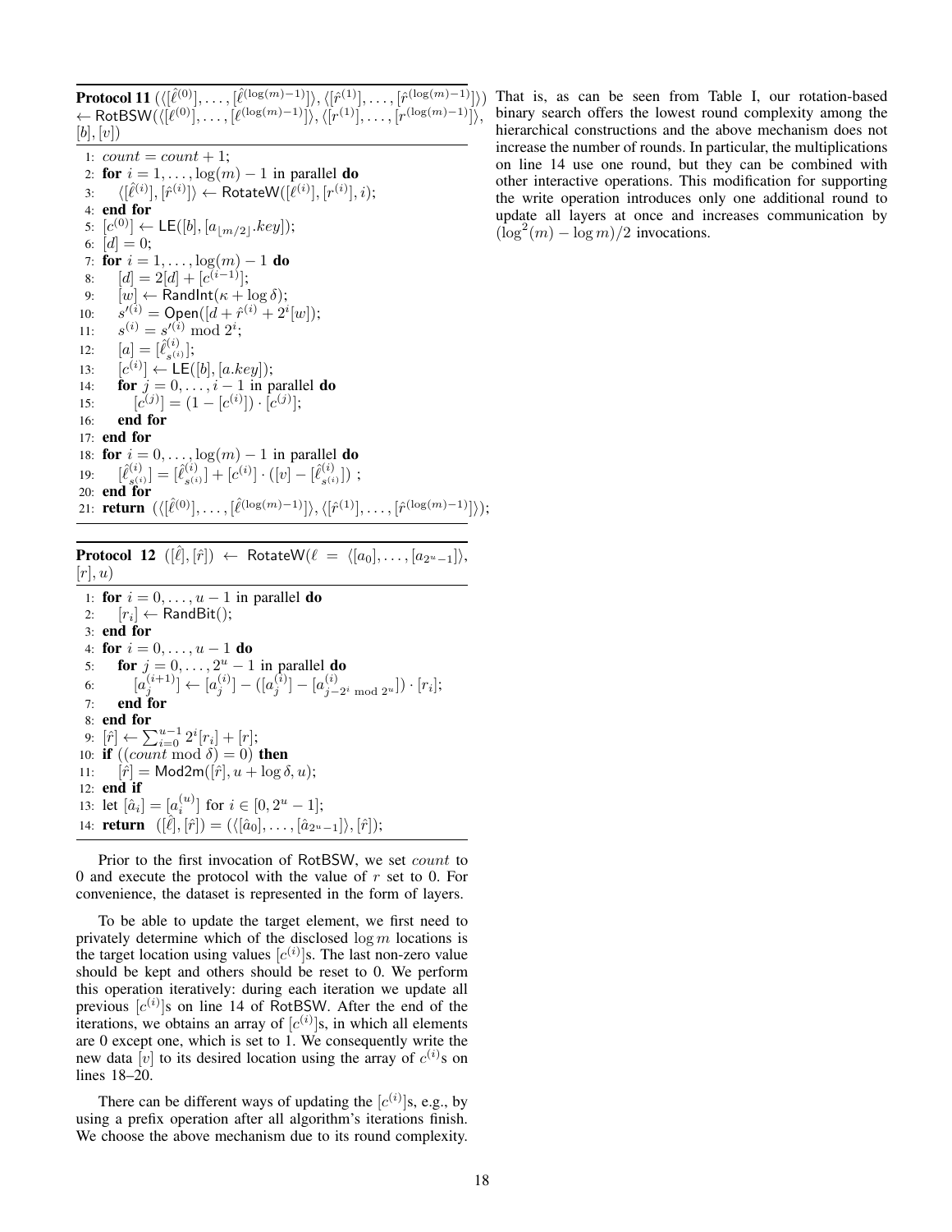**Protocol 11** $(\langle[\hat{\ell}^{(0)}],\ldots,[\hat{\ell}^{(\log(m)-1)}]\rangle, \langle[\hat{r}^{(1)}],\ldots,[\hat{r}^{(\log(m)-1)}]\rangle) \leftarrow \mathsf{RotBSW}(\langle[\ell^{(0)}],\ldots,[\ell^{(\log(m)-1)}]\rangle, \langle[r^{(1)}],\ldots,[r^{(\log(m)-1)}]\rangle, [b],[v])$

```
1: count = count + 1;
2: for i = 1, ..., log(m) − 1 in parallel do
3:     ⟨[ℓ̂^(i)], [r̂^(i)]⟩ ← RotateW([ℓ^(i)], [r^(i)], i);
4: end for
5: [c^(0)] ← LE([b], [a_{⌊m/2⌋}.key]);
6: [d] = 0;
7: for i = 1, ..., log(m) − 1 do
8:     [d] = 2[d] + [c^(i−1)];
9:     [w] ← RandInt(κ + log δ);
10:    s'^(i) = Open([d + r̂^(i) + 2^i [w]);
11:    s^(i) = s'^(i) mod 2^i;
12:    [a] = [ℓ̂^(i)_{s^(i)}];
13:    [c^(i)] ← LE([b], [a.key]);
14:    for j = 0, ..., i − 1 in parallel do
15:        [c^(j)] = (1 − [c^(i)]) · [c^(j)];
16:    end for
17: end for
18: for i = 0, ..., log(m) − 1 in parallel do
19:    [ℓ̂^(i)_{s^(i)}] = [ℓ̂^(i)_{s^(i)}] + [c^(i)] · ([v] − [ℓ̂^(i)_{s^(i)}]) ;
20: end for
21: return (⟨[ℓ̂^(0)], ..., [ℓ̂^(log(m)−1)]⟩, ⟨[r̂^(1)], ..., [r̂^(log(m)−1)]⟩);
```

**Protocol 12** $([\hat{\ell}],[\hat{r}]) \leftarrow \mathsf{RotateW}(\ell = \langle[a_0],\ldots,[a_{2^u-1}]\rangle, [r], u)$

```
1: for i = 0, ..., u − 1 in parallel do
2:     [r_i] ← RandBit();
3: end for
4: for i = 0, ..., u − 1 do
5:     for j = 0, ..., 2^u − 1 in parallel do
6:         [a_j^(i+1)] ← [a_j^(i)] − ([a_j^(i)] − [a^(i)_{j−2^i mod 2^u}]) · [r_i];
7:     end for
8: end for
9: [r̂] ← Σ_{i=0}^{u−1} 2^i [r_i] + [r];
10: if ((count mod δ) = 0) then
11:    [r̂] = Mod2m([r̂], u + log δ, u);
12: end if
13: let [â_i] = [a_i^(u)] for i ∈ [0, 2^u − 1];
14: return ([ℓ̂], [r̂]) = (⟨[â_0], ..., [â_{2^u−1}]⟩, [r̂]);
```

Prior to the first invocation of RotBSW, we set $count$ to 0 and execute the protocol with the value of $r$ set to 0. For convenience, the dataset is represented in the form of layers.

To be able to update the target element, we first need to privately determine which of the disclosed $\log m$ locations is the target location using values $[c^{(i)}]$s. The last non-zero value should be kept and others should be reset to 0. We perform this operation iteratively: during each iteration we update all previous $[c^{(i)}]$s on line 14 of RotBSW. After the end of the iterations, we obtains an array of $[c^{(i)}]$s, in which all elements are 0 except one, which is set to 1. We consequently write the new data $[v]$ to its desired location using the array of $c^{(i)}$s on lines 18–20.

There can be different ways of updating the $[c^{(i)}]$s, e.g., by using a prefix operation after all algorithm's iterations finish. We choose the above mechanism due to its round complexity. That is, as can be seen from Table I, our rotation-based binary search offers the lowest round complexity among the hierarchical constructions and the above mechanism does not increase the number of rounds. In particular, the multiplications on line 14 use one round, but they can be combined with other interactive operations. This modification for supporting the write operation introduces only one additional round to update all layers at once and increases communication by $(\log^2(m) - \log m)/2$ invocations.